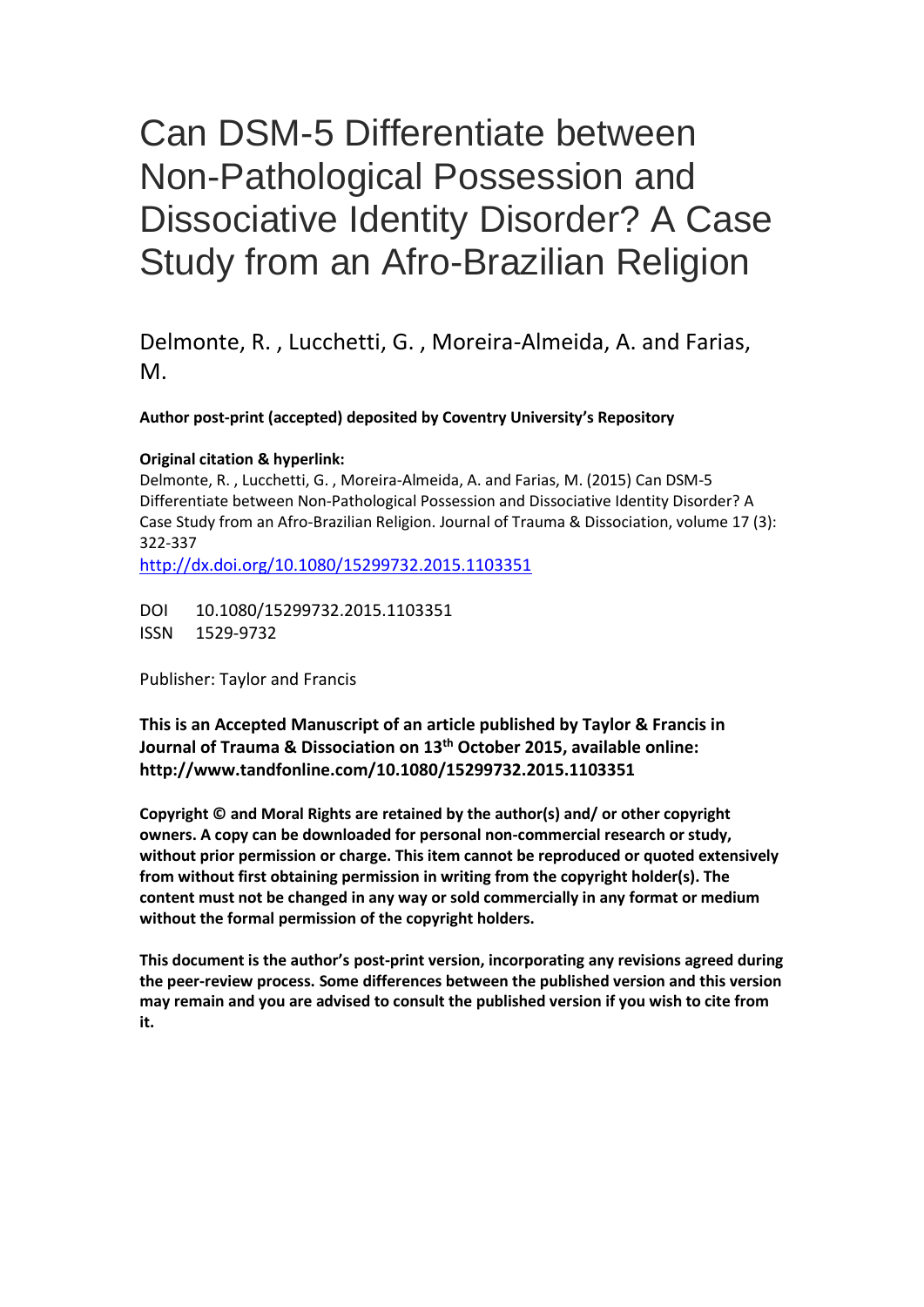# Can DSM-5 Differentiate between Non-Pathological Possession and Dissociative Identity Disorder? A Case Study from an Afro-Brazilian Religion

Delmonte, R. , Lucchetti, G. , Moreira-Almeida, A. and Farias, M.

**Author post-print (accepted) deposited by Coventry University's Repository**

**Original citation & hyperlink:**

Delmonte, R. , Lucchetti, G. , Moreira-Almeida, A. and Farias, M. (2015) Can DSM-5 Differentiate between Non-Pathological Possession and Dissociative Identity Disorder? A Case Study from an Afro-Brazilian Religion. Journal of Trauma & Dissociation, volume 17 (3): 322-337

http://dx.doi.org/10.1080/15299732.2015.1103351

DOI 10.1080/15299732.2015.1103351

ISSN 1529-9732

Publisher: Taylor and Francis

**This is an Accepted Manuscript of an article published by Taylor & Francis in Journal of Trauma & Dissociation on 13th October 2015, available online: http://www.tandfonline.com/10.1080/15299732.2015.1103351**

**Copyright © and Moral Rights are retained by the author(s) and/ or other copyright owners. A copy can be downloaded for personal non-commercial research or study, without prior permission or charge. This item cannot be reproduced or quoted extensively from without first obtaining permission in writing from the copyright holder(s). The content must not be changed in any way or sold commercially in any format or medium without the formal permission of the copyright holders.**

**This document is the author's post-print version, incorporating any revisions agreed during the peer-review process. Some differences between the published version and this version may remain and you are advised to consult the published version if you wish to cite from it.**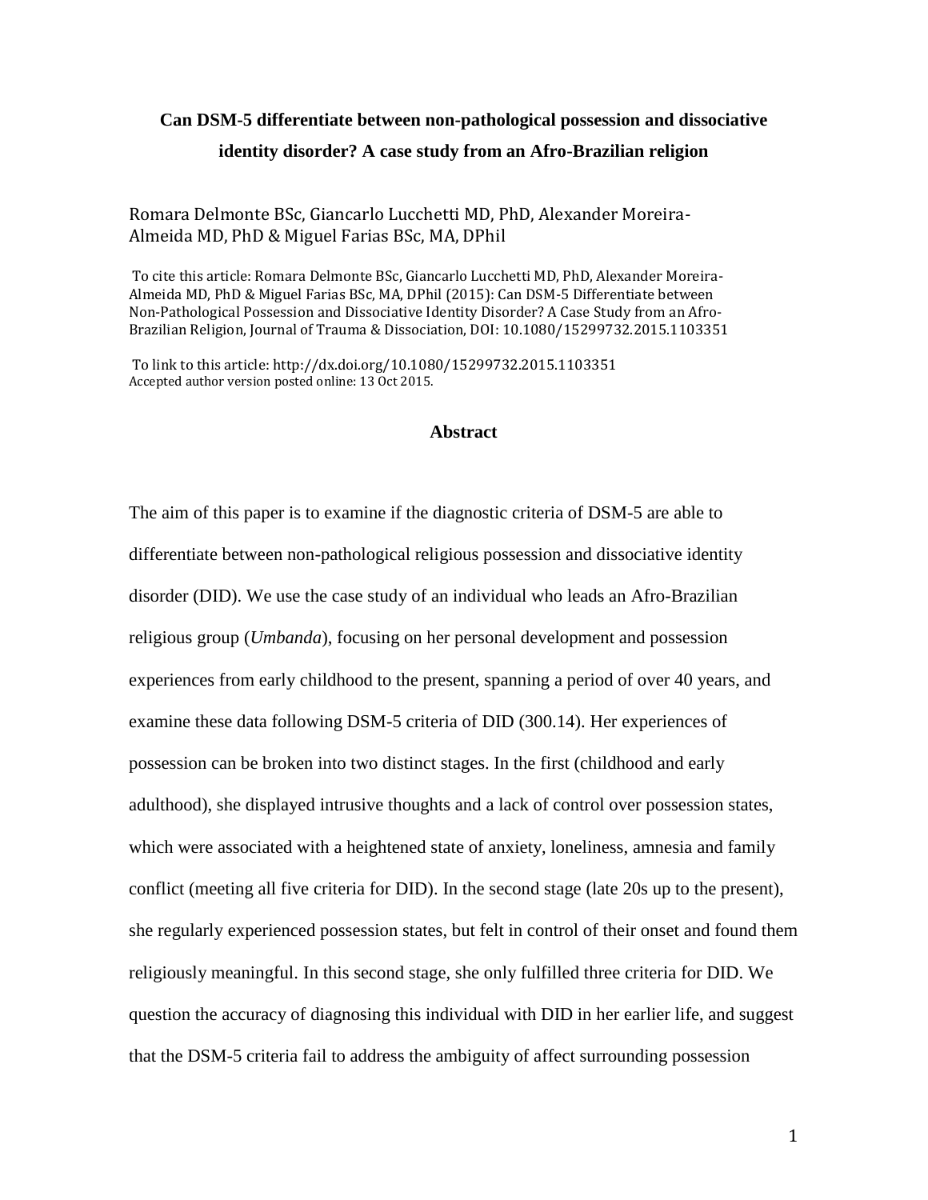# Can DSM-5 differentiate between non-pathological possession and dissociative identity disorder? A case study from an Afro-Brazilian religion

Romara Delmonte BSc, Giancarlo Lucchetti MD, PhD, Alexander Moreira-Almeida MD, PhD & Miguel Farias BSc, MA, DPhil

To cite this article: Romara Delmonte BSc, Giancarlo Lucchetti MD, PhD, Alexander Moreira-Almeida MD, PhD & Miguel Farias BSc, MA, DPhil (2015): Can DSM-5 Differentiate between Non-Pathological Possession and Dissociative Identity Disorder? A Case Study from an Afro-Brazilian Religion, Journal of Trauma & Dissociation, DOI: 10.1080/15299732.2015.1103351

To link to this article: http://dx.doi.org/10.1080/15299732.2015.1103351
Accepted author version posted online: 13 Oct 2015.

## Abstract

The aim of this paper is to examine if the diagnostic criteria of DSM-5 are able to differentiate between non-pathological religious possession and dissociative identity disorder (DID). We use the case study of an individual who leads an Afro-Brazilian religious group (*Umbanda*), focusing on her personal development and possession experiences from early childhood to the present, spanning a period of over 40 years, and examine these data following DSM-5 criteria of DID (300.14). Her experiences of possession can be broken into two distinct stages. In the first (childhood and early adulthood), she displayed intrusive thoughts and a lack of control over possession states, which were associated with a heightened state of anxiety, loneliness, amnesia and family conflict (meeting all five criteria for DID). In the second stage (late 20s up to the present), she regularly experienced possession states, but felt in control of their onset and found them religiously meaningful. In this second stage, she only fulfilled three criteria for DID. We question the accuracy of diagnosing this individual with DID in her earlier life, and suggest that the DSM-5 criteria fail to address the ambiguity of affect surrounding possession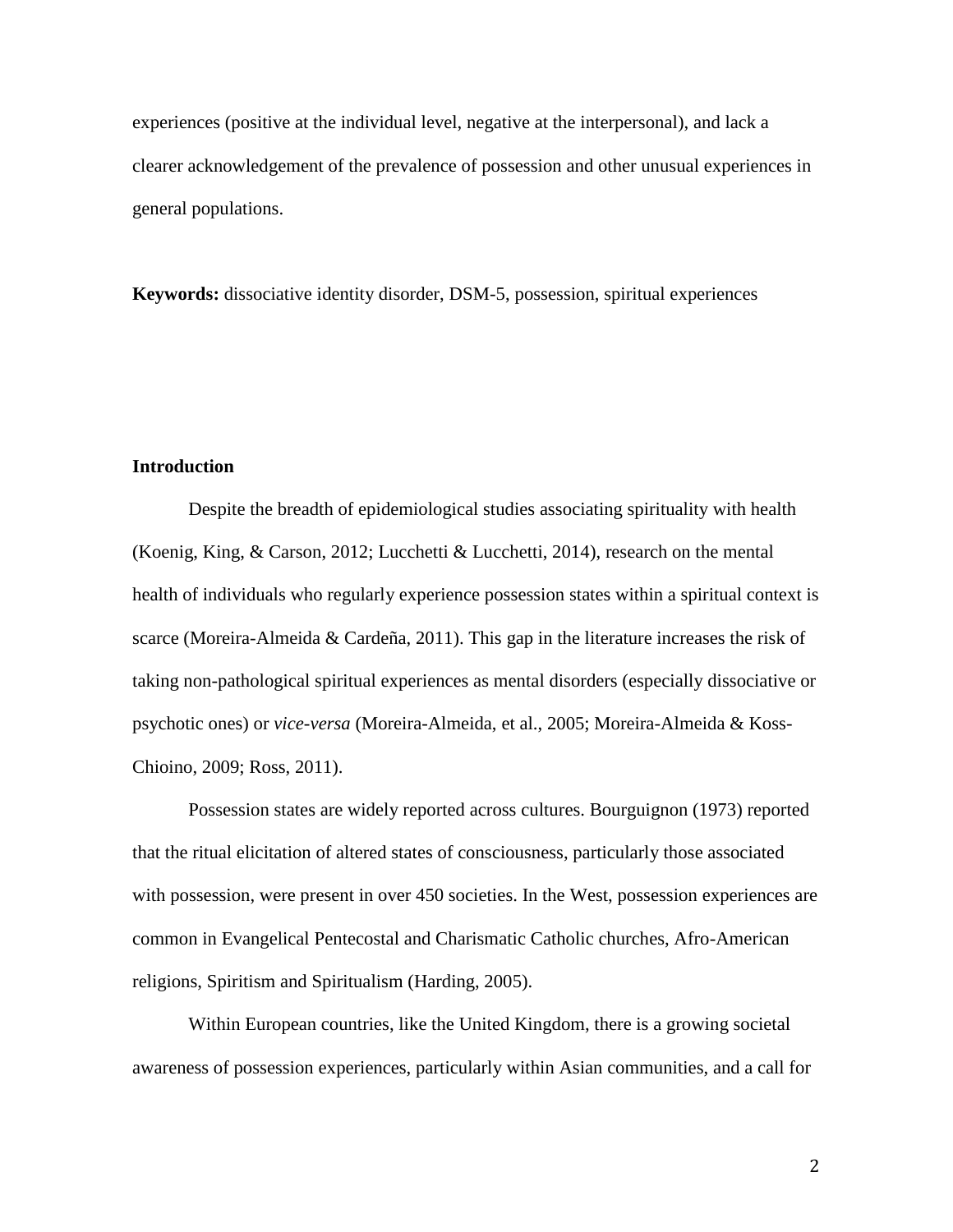experiences (positive at the individual level, negative at the interpersonal), and lack a clearer acknowledgement of the prevalence of possession and other unusual experiences in general populations.

**Keywords:** dissociative identity disorder, DSM-5, possession, spiritual experiences

## Introduction

Despite the breadth of epidemiological studies associating spirituality with health (Koenig, King, & Carson, 2012; Lucchetti & Lucchetti, 2014), research on the mental health of individuals who regularly experience possession states within a spiritual context is scarce (Moreira-Almeida & Cardeña, 2011). This gap in the literature increases the risk of taking non-pathological spiritual experiences as mental disorders (especially dissociative or psychotic ones) or *vice-versa* (Moreira-Almeida, et al., 2005; Moreira-Almeida & Koss-Chioino, 2009; Ross, 2011).

Possession states are widely reported across cultures. Bourguignon (1973) reported that the ritual elicitation of altered states of consciousness, particularly those associated with possession, were present in over 450 societies. In the West, possession experiences are common in Evangelical Pentecostal and Charismatic Catholic churches, Afro-American religions, Spiritism and Spiritualism (Harding, 2005).

Within European countries, like the United Kingdom, there is a growing societal awareness of possession experiences, particularly within Asian communities, and a call for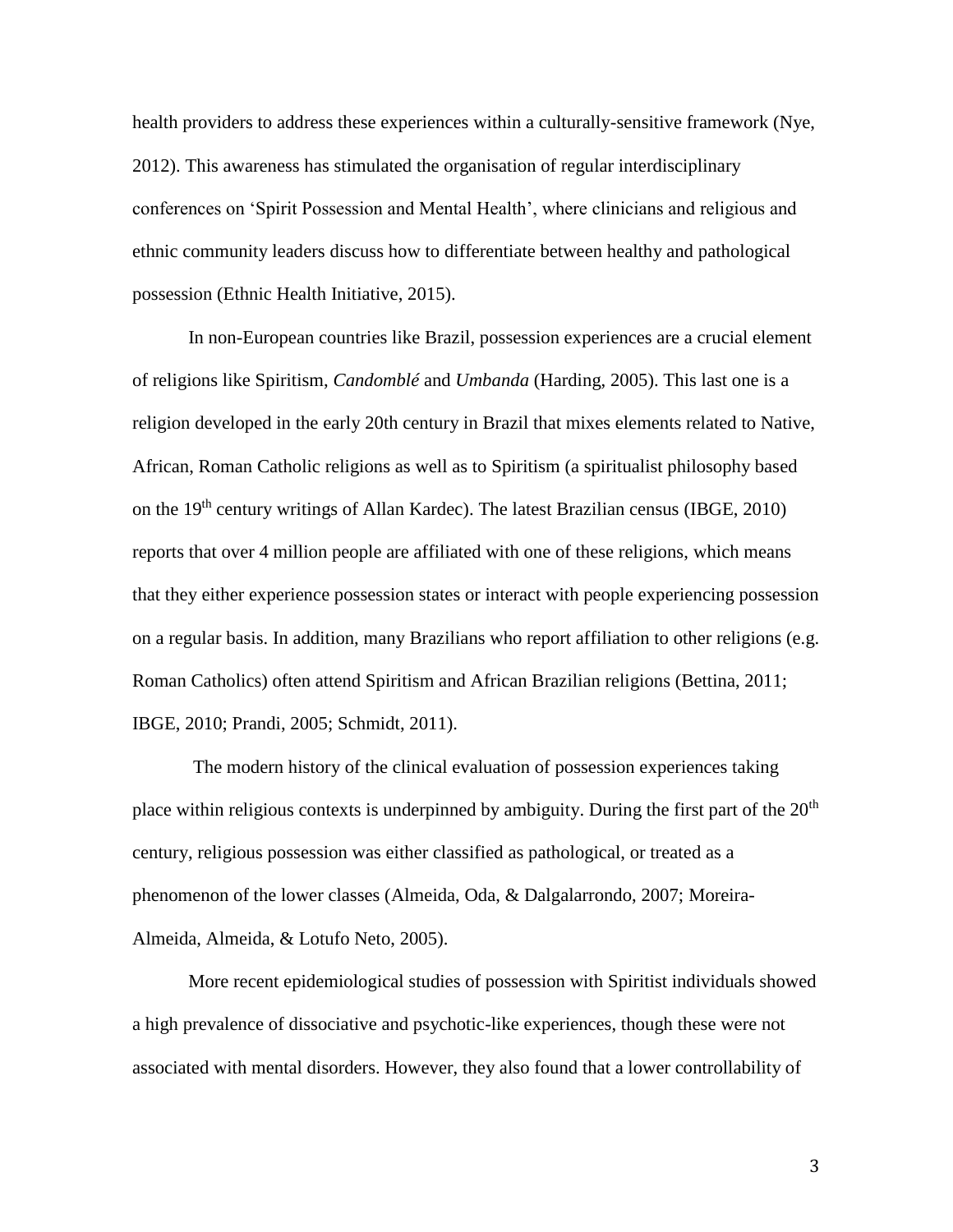health providers to address these experiences within a culturally-sensitive framework (Nye, 2012). This awareness has stimulated the organisation of regular interdisciplinary conferences on 'Spirit Possession and Mental Health', where clinicians and religious and ethnic community leaders discuss how to differentiate between healthy and pathological possession (Ethnic Health Initiative, 2015).

In non-European countries like Brazil, possession experiences are a crucial element of religions like Spiritism, *Candomblé* and *Umbanda* (Harding, 2005). This last one is a religion developed in the early 20th century in Brazil that mixes elements related to Native, African, Roman Catholic religions as well as to Spiritism (a spiritualist philosophy based on the 19th century writings of Allan Kardec). The latest Brazilian census (IBGE, 2010) reports that over 4 million people are affiliated with one of these religions, which means that they either experience possession states or interact with people experiencing possession on a regular basis. In addition, many Brazilians who report affiliation to other religions (e.g. Roman Catholics) often attend Spiritism and African Brazilian religions (Bettina, 2011; IBGE, 2010; Prandi, 2005; Schmidt, 2011).

The modern history of the clinical evaluation of possession experiences taking place within religious contexts is underpinned by ambiguity. During the first part of the 20th century, religious possession was either classified as pathological, or treated as a phenomenon of the lower classes (Almeida, Oda, & Dalgalarrondo, 2007; Moreira-Almeida, Almeida, & Lotufo Neto, 2005).

More recent epidemiological studies of possession with Spiritist individuals showed a high prevalence of dissociative and psychotic-like experiences, though these were not associated with mental disorders. However, they also found that a lower controllability of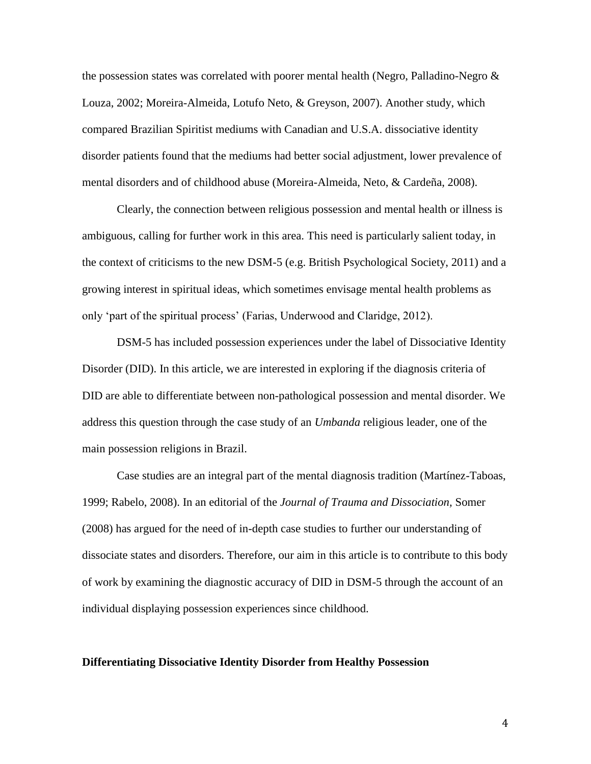the possession states was correlated with poorer mental health (Negro, Palladino-Negro & Louza, 2002; Moreira-Almeida, Lotufo Neto, & Greyson, 2007). Another study, which compared Brazilian Spiritist mediums with Canadian and U.S.A. dissociative identity disorder patients found that the mediums had better social adjustment, lower prevalence of mental disorders and of childhood abuse (Moreira-Almeida, Neto, & Cardeña, 2008).

Clearly, the connection between religious possession and mental health or illness is ambiguous, calling for further work in this area. This need is particularly salient today, in the context of criticisms to the new DSM-5 (e.g. British Psychological Society, 2011) and a growing interest in spiritual ideas, which sometimes envisage mental health problems as only 'part of the spiritual process' (Farias, Underwood and Claridge, 2012).

DSM-5 has included possession experiences under the label of Dissociative Identity Disorder (DID). In this article, we are interested in exploring if the diagnosis criteria of DID are able to differentiate between non-pathological possession and mental disorder. We address this question through the case study of an *Umbanda* religious leader, one of the main possession religions in Brazil.

Case studies are an integral part of the mental diagnosis tradition (Martínez-Taboas, 1999; Rabelo, 2008). In an editorial of the *Journal of Trauma and Dissociation,* Somer (2008) has argued for the need of in-depth case studies to further our understanding of dissociate states and disorders. Therefore, our aim in this article is to contribute to this body of work by examining the diagnostic accuracy of DID in DSM-5 through the account of an individual displaying possession experiences since childhood.

**Differentiating Dissociative Identity Disorder from Healthy Possession**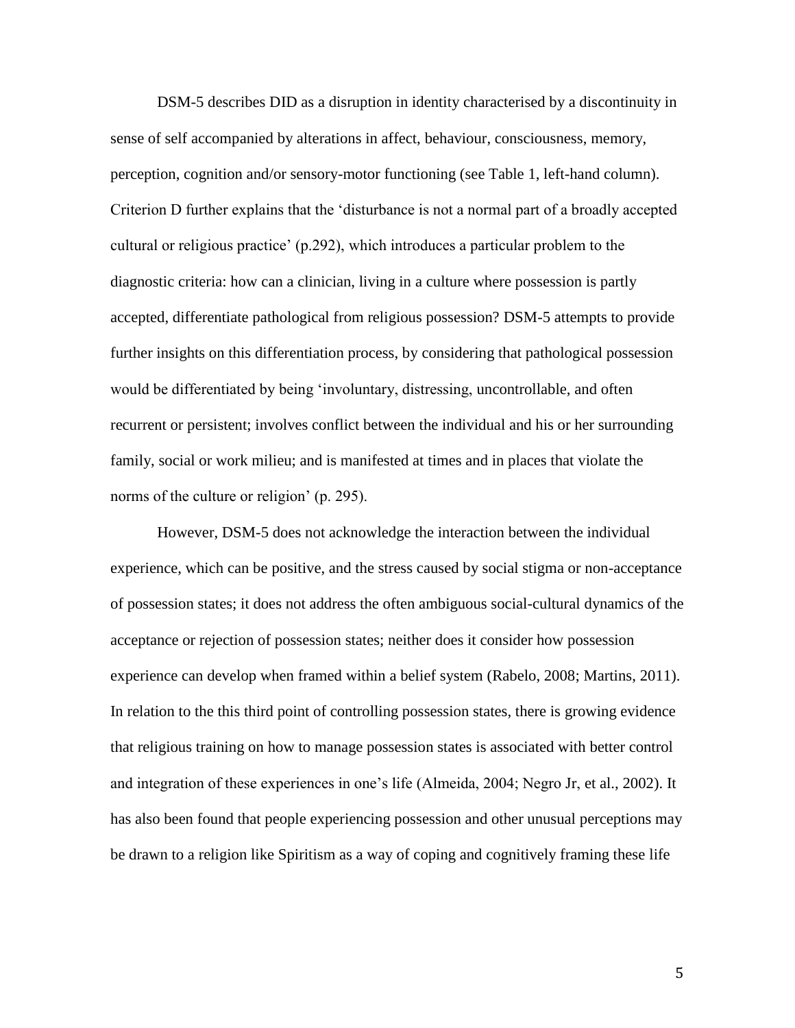DSM-5 describes DID as a disruption in identity characterised by a discontinuity in sense of self accompanied by alterations in affect, behaviour, consciousness, memory, perception, cognition and/or sensory-motor functioning (see Table 1, left-hand column). Criterion D further explains that the 'disturbance is not a normal part of a broadly accepted cultural or religious practice' (p.292), which introduces a particular problem to the diagnostic criteria: how can a clinician, living in a culture where possession is partly accepted, differentiate pathological from religious possession? DSM-5 attempts to provide further insights on this differentiation process, by considering that pathological possession would be differentiated by being 'involuntary, distressing, uncontrollable, and often recurrent or persistent; involves conflict between the individual and his or her surrounding family, social or work milieu; and is manifested at times and in places that violate the norms of the culture or religion' (p. 295).

However, DSM-5 does not acknowledge the interaction between the individual experience, which can be positive, and the stress caused by social stigma or non-acceptance of possession states; it does not address the often ambiguous social-cultural dynamics of the acceptance or rejection of possession states; neither does it consider how possession experience can develop when framed within a belief system (Rabelo, 2008; Martins, 2011). In relation to the this third point of controlling possession states, there is growing evidence that religious training on how to manage possession states is associated with better control and integration of these experiences in one's life (Almeida, 2004; Negro Jr, et al., 2002). It has also been found that people experiencing possession and other unusual perceptions may be drawn to a religion like Spiritism as a way of coping and cognitively framing these life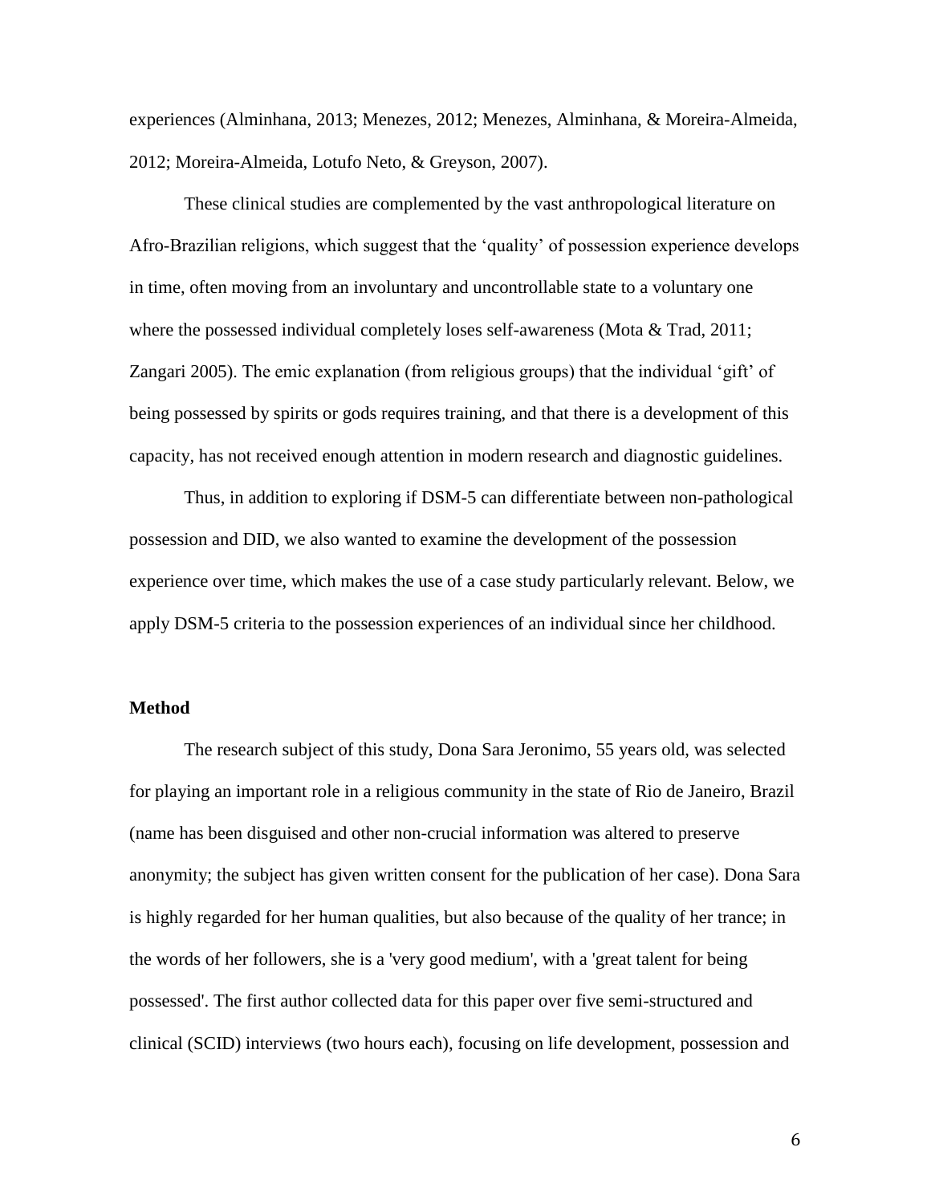experiences (Alminhana, 2013; Menezes, 2012; Menezes, Alminhana, & Moreira-Almeida, 2012; Moreira-Almeida, Lotufo Neto, & Greyson, 2007).

These clinical studies are complemented by the vast anthropological literature on Afro-Brazilian religions, which suggest that the 'quality' of possession experience develops in time, often moving from an involuntary and uncontrollable state to a voluntary one where the possessed individual completely loses self-awareness (Mota & Trad, 2011; Zangari 2005). The emic explanation (from religious groups) that the individual 'gift' of being possessed by spirits or gods requires training, and that there is a development of this capacity, has not received enough attention in modern research and diagnostic guidelines.

Thus, in addition to exploring if DSM-5 can differentiate between non-pathological possession and DID, we also wanted to examine the development of the possession experience over time, which makes the use of a case study particularly relevant. Below, we apply DSM-5 criteria to the possession experiences of an individual since her childhood.

## Method

The research subject of this study, Dona Sara Jeronimo, 55 years old, was selected for playing an important role in a religious community in the state of Rio de Janeiro, Brazil (name has been disguised and other non-crucial information was altered to preserve anonymity; the subject has given written consent for the publication of her case). Dona Sara is highly regarded for her human qualities, but also because of the quality of her trance; in the words of her followers, she is a 'very good medium', with a 'great talent for being possessed'. The first author collected data for this paper over five semi-structured and clinical (SCID) interviews (two hours each), focusing on life development, possession and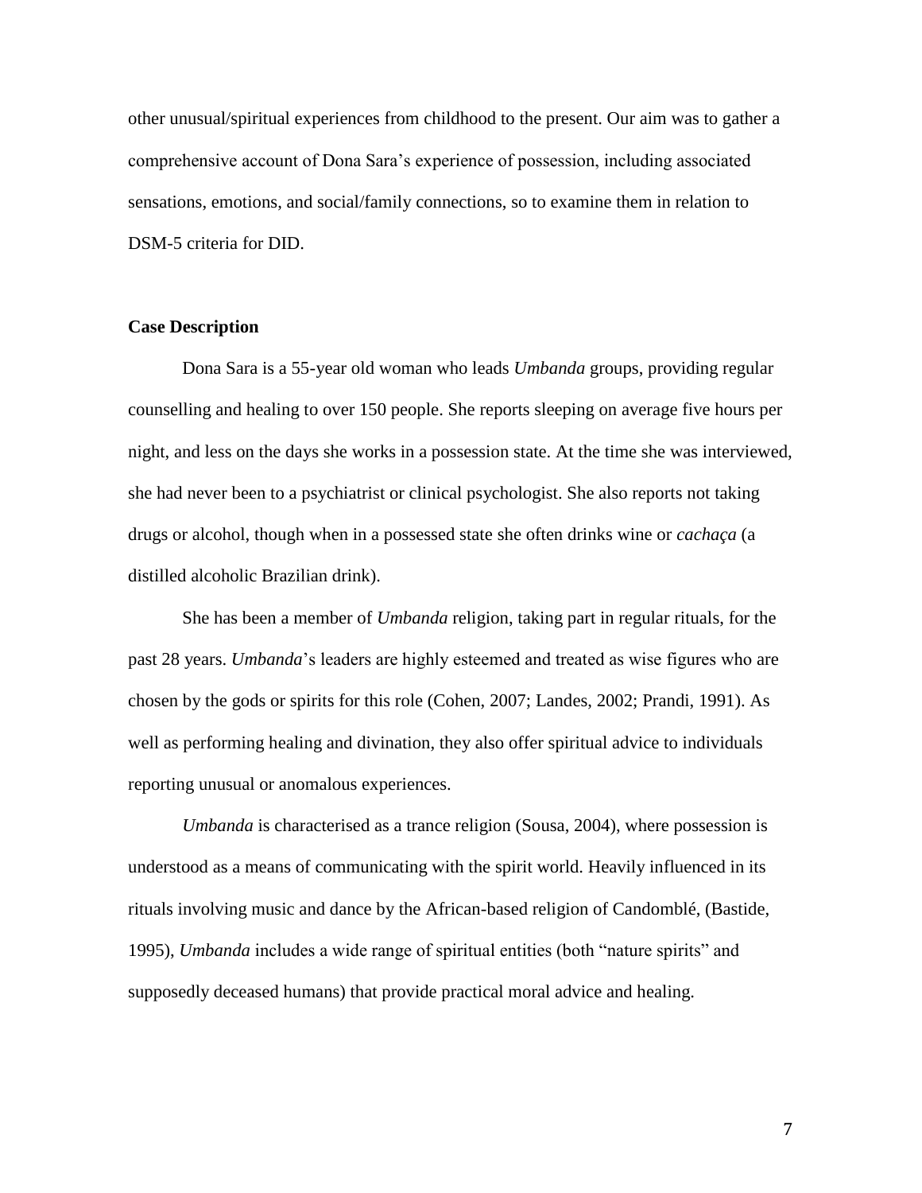other unusual/spiritual experiences from childhood to the present. Our aim was to gather a comprehensive account of Dona Sara's experience of possession, including associated sensations, emotions, and social/family connections, so to examine them in relation to DSM-5 criteria for DID.

**Case Description**

Dona Sara is a 55-year old woman who leads *Umbanda* groups, providing regular counselling and healing to over 150 people. She reports sleeping on average five hours per night, and less on the days she works in a possession state. At the time she was interviewed, she had never been to a psychiatrist or clinical psychologist. She also reports not taking drugs or alcohol, though when in a possessed state she often drinks wine or *cachaça* (a distilled alcoholic Brazilian drink).

She has been a member of *Umbanda* religion, taking part in regular rituals, for the past 28 years. *Umbanda*'s leaders are highly esteemed and treated as wise figures who are chosen by the gods or spirits for this role (Cohen, 2007; Landes, 2002; Prandi, 1991). As well as performing healing and divination, they also offer spiritual advice to individuals reporting unusual or anomalous experiences.

*Umbanda* is characterised as a trance religion (Sousa, 2004), where possession is understood as a means of communicating with the spirit world. Heavily influenced in its rituals involving music and dance by the African-based religion of Candomblé, (Bastide, 1995), *Umbanda* includes a wide range of spiritual entities (both "nature spirits" and supposedly deceased humans) that provide practical moral advice and healing.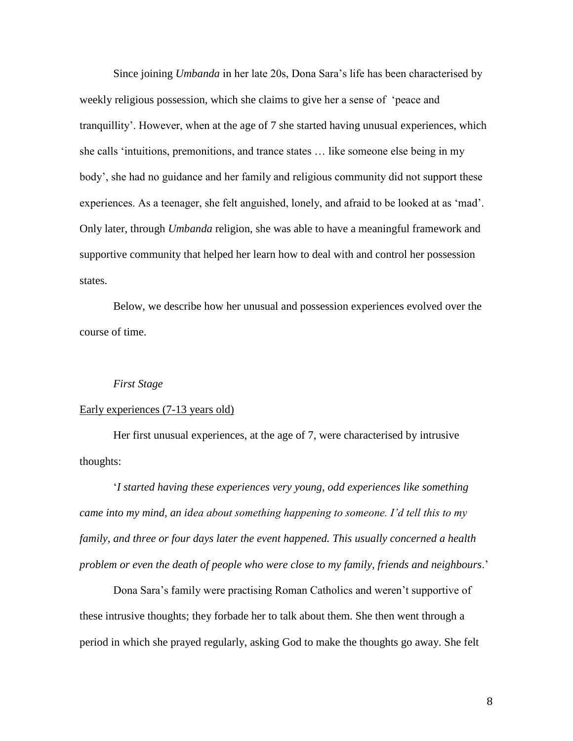Since joining *Umbanda* in her late 20s, Dona Sara's life has been characterised by weekly religious possession, which she claims to give her a sense of 'peace and tranquillity'. However, when at the age of 7 she started having unusual experiences, which she calls 'intuitions, premonitions, and trance states … like someone else being in my body', she had no guidance and her family and religious community did not support these experiences. As a teenager, she felt anguished, lonely, and afraid to be looked at as 'mad'. Only later, through *Umbanda* religion, she was able to have a meaningful framework and supportive community that helped her learn how to deal with and control her possession states.

Below, we describe how her unusual and possession experiences evolved over the course of time.

### *First Stage*

#### Early experiences (7-13 years old)

Her first unusual experiences, at the age of 7, were characterised by intrusive thoughts:

'*I started having these experiences very young, odd experiences like something came into my mind, an idea about something happening to someone. I'd tell this to my family, and three or four days later the event happened. This usually concerned a health problem or even the death of people who were close to my family, friends and neighbours*.'

Dona Sara's family were practising Roman Catholics and weren't supportive of these intrusive thoughts; they forbade her to talk about them. She then went through a period in which she prayed regularly, asking God to make the thoughts go away. She felt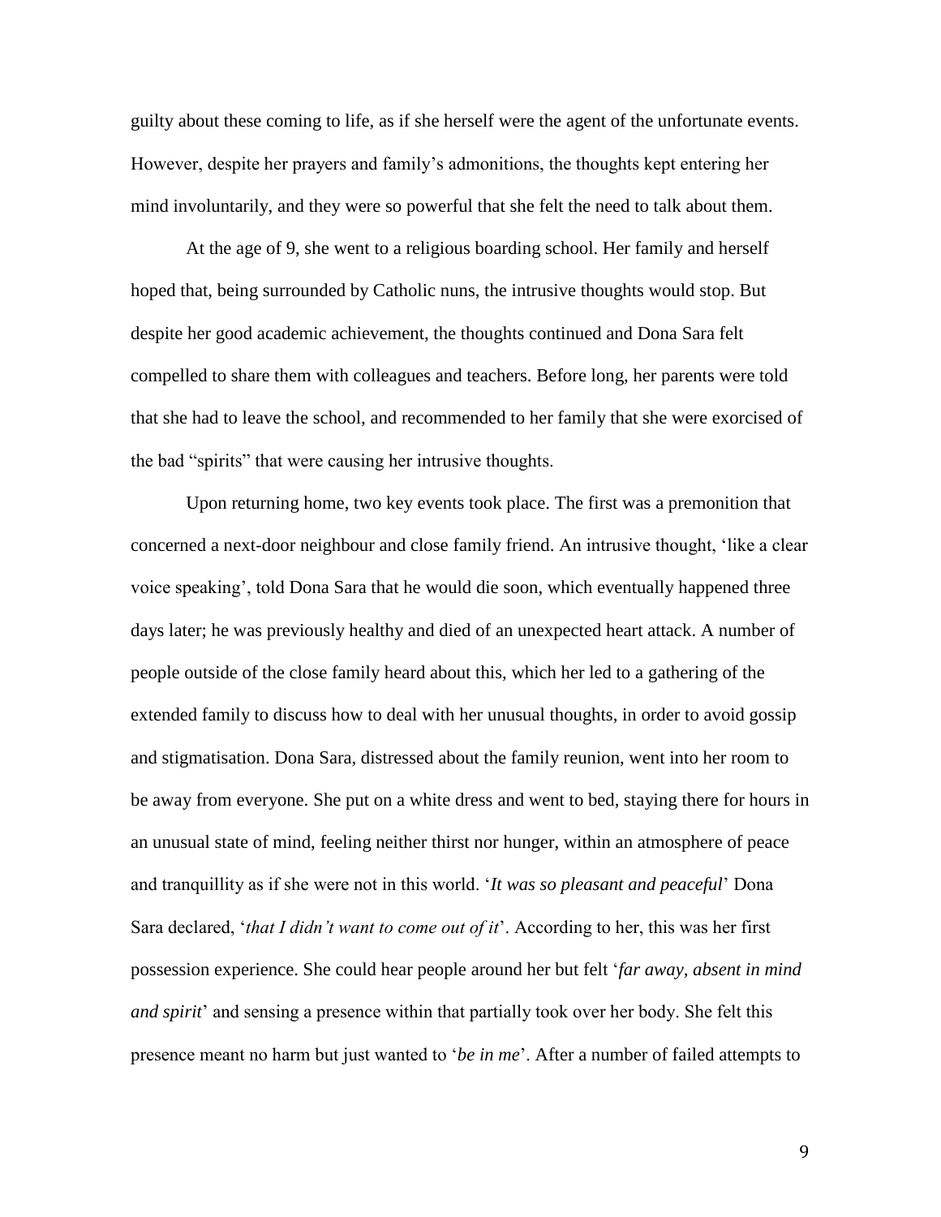guilty about these coming to life, as if she herself were the agent of the unfortunate events. However, despite her prayers and family's admonitions, the thoughts kept entering her mind involuntarily, and they were so powerful that she felt the need to talk about them.

At the age of 9, she went to a religious boarding school. Her family and herself hoped that, being surrounded by Catholic nuns, the intrusive thoughts would stop. But despite her good academic achievement, the thoughts continued and Dona Sara felt compelled to share them with colleagues and teachers. Before long, her parents were told that she had to leave the school, and recommended to her family that she were exorcised of the bad "spirits" that were causing her intrusive thoughts.

Upon returning home, two key events took place. The first was a premonition that concerned a next-door neighbour and close family friend. An intrusive thought, 'like a clear voice speaking', told Dona Sara that he would die soon, which eventually happened three days later; he was previously healthy and died of an unexpected heart attack. A number of people outside of the close family heard about this, which her led to a gathering of the extended family to discuss how to deal with her unusual thoughts, in order to avoid gossip and stigmatisation. Dona Sara, distressed about the family reunion, went into her room to be away from everyone. She put on a white dress and went to bed, staying there for hours in an unusual state of mind, feeling neither thirst nor hunger, within an atmosphere of peace and tranquillity as if she were not in this world. '*It was so pleasant and peaceful*' Dona Sara declared, '*that I didn't want to come out of it*'. According to her, this was her first possession experience. She could hear people around her but felt '*far away, absent in mind and spirit*' and sensing a presence within that partially took over her body. She felt this presence meant no harm but just wanted to '*be in me*'. After a number of failed attempts to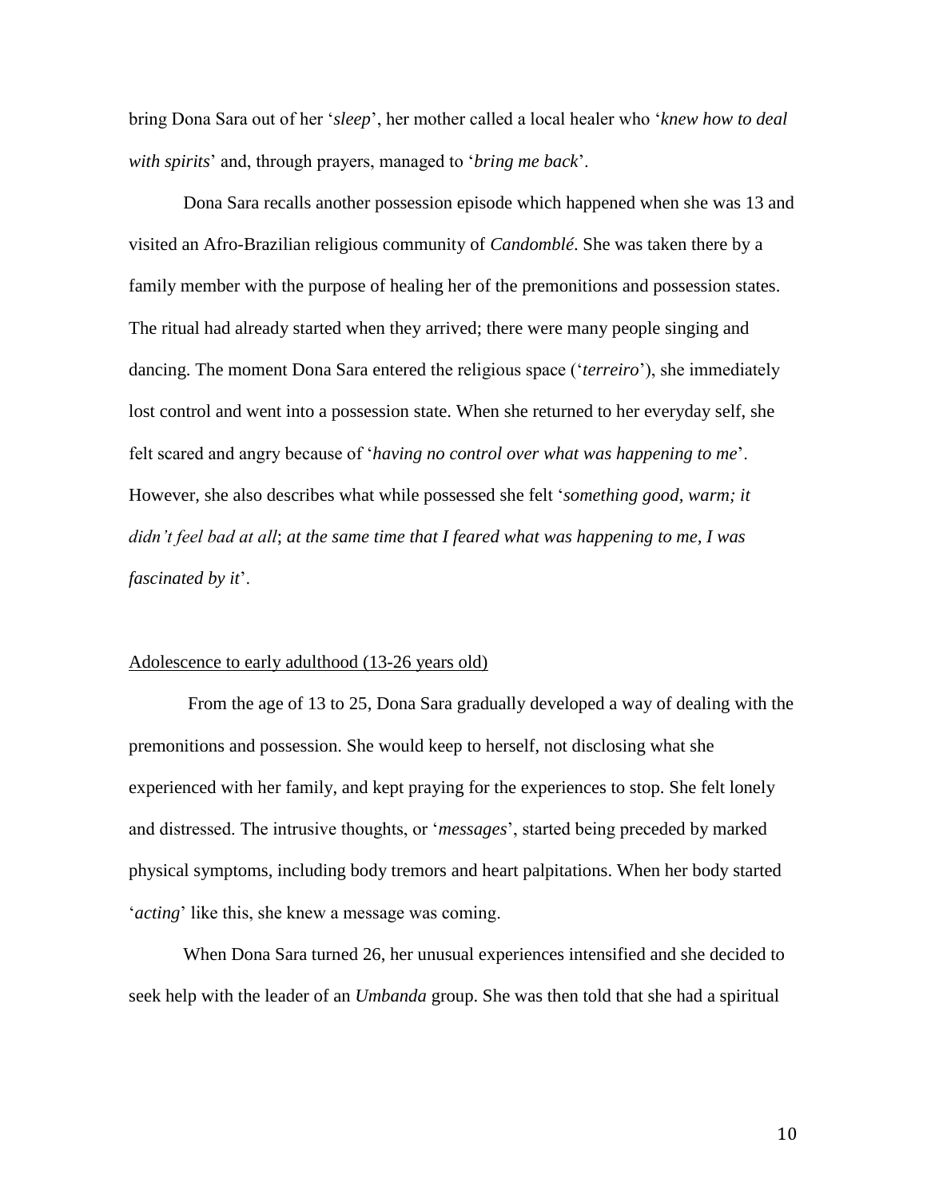bring Dona Sara out of her '*sleep*', her mother called a local healer who '*knew how to deal with spirits*' and, through prayers, managed to '*bring me back*'.

Dona Sara recalls another possession episode which happened when she was 13 and visited an Afro-Brazilian religious community of *Candomblé*. She was taken there by a family member with the purpose of healing her of the premonitions and possession states. The ritual had already started when they arrived; there were many people singing and dancing. The moment Dona Sara entered the religious space ('*terreiro*'), she immediately lost control and went into a possession state. When she returned to her everyday self, she felt scared and angry because of '*having no control over what was happening to me*'. However, she also describes what while possessed she felt '*something good, warm; it didn't feel bad at all*; *at the same time that I feared what was happening to me, I was fascinated by it*'.

Adolescence to early adulthood (13-26 years old)

From the age of 13 to 25, Dona Sara gradually developed a way of dealing with the premonitions and possession. She would keep to herself, not disclosing what she experienced with her family, and kept praying for the experiences to stop. She felt lonely and distressed. The intrusive thoughts, or '*messages*', started being preceded by marked physical symptoms, including body tremors and heart palpitations. When her body started '*acting*' like this, she knew a message was coming.

When Dona Sara turned 26, her unusual experiences intensified and she decided to seek help with the leader of an *Umbanda* group. She was then told that she had a spiritual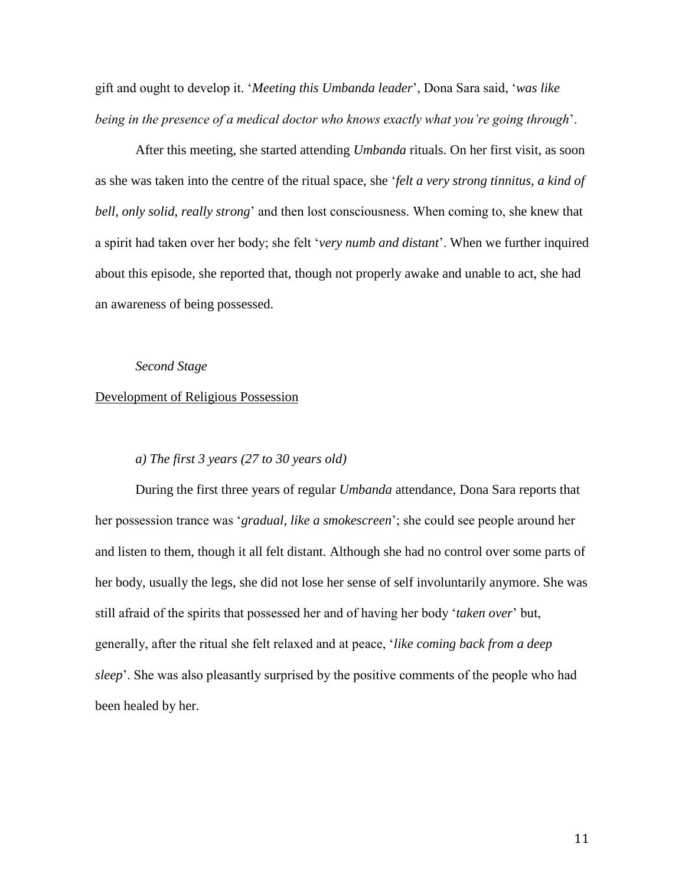gift and ought to develop it. '*Meeting this Umbanda leader*', Dona Sara said, '*was like being in the presence of a medical doctor who knows exactly what you're going through*'.

After this meeting, she started attending *Umbanda* rituals. On her first visit, as soon as she was taken into the centre of the ritual space, she '*felt a very strong tinnitus, a kind of bell, only solid, really strong*' and then lost consciousness. When coming to, she knew that a spirit had taken over her body; she felt '*very numb and distant*'. When we further inquired about this episode, she reported that, though not properly awake and unable to act, she had an awareness of being possessed.

### *Second Stage*

<u>Development of Religious Possession</u>

#### *a) The first 3 years (27 to 30 years old)*

During the first three years of regular *Umbanda* attendance, Dona Sara reports that her possession trance was '*gradual, like a smokescreen*'; she could see people around her and listen to them, though it all felt distant. Although she had no control over some parts of her body, usually the legs, she did not lose her sense of self involuntarily anymore. She was still afraid of the spirits that possessed her and of having her body '*taken over*' but, generally, after the ritual she felt relaxed and at peace, '*like coming back from a deep sleep*'. She was also pleasantly surprised by the positive comments of the people who had been healed by her.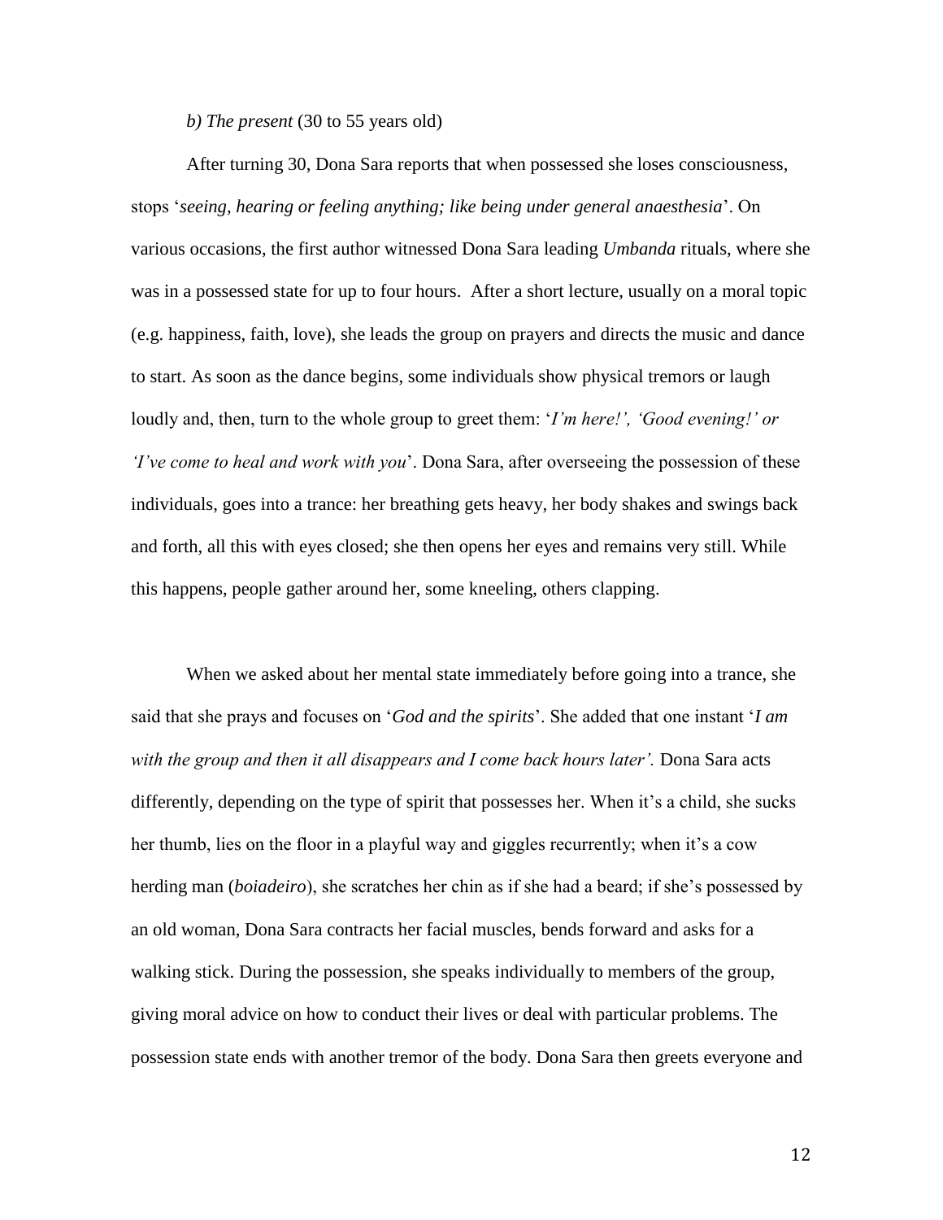*b) The present* (30 to 55 years old)

After turning 30, Dona Sara reports that when possessed she loses consciousness, stops '*seeing, hearing or feeling anything; like being under general anaesthesia*'. On various occasions, the first author witnessed Dona Sara leading *Umbanda* rituals, where she was in a possessed state for up to four hours. After a short lecture, usually on a moral topic (e.g. happiness, faith, love), she leads the group on prayers and directs the music and dance to start. As soon as the dance begins, some individuals show physical tremors or laugh loudly and, then, turn to the whole group to greet them: '*I'm here!', 'Good evening!' or 'I've come to heal and work with you*'. Dona Sara, after overseeing the possession of these individuals, goes into a trance: her breathing gets heavy, her body shakes and swings back and forth, all this with eyes closed; she then opens her eyes and remains very still. While this happens, people gather around her, some kneeling, others clapping.

When we asked about her mental state immediately before going into a trance, she said that she prays and focuses on '*God and the spirits*'. She added that one instant '*I am with the group and then it all disappears and I come back hours later'.* Dona Sara acts differently, depending on the type of spirit that possesses her. When it's a child, she sucks her thumb, lies on the floor in a playful way and giggles recurrently; when it's a cow herding man (*boiadeiro*), she scratches her chin as if she had a beard; if she's possessed by an old woman, Dona Sara contracts her facial muscles, bends forward and asks for a walking stick. During the possession, she speaks individually to members of the group, giving moral advice on how to conduct their lives or deal with particular problems. The possession state ends with another tremor of the body. Dona Sara then greets everyone and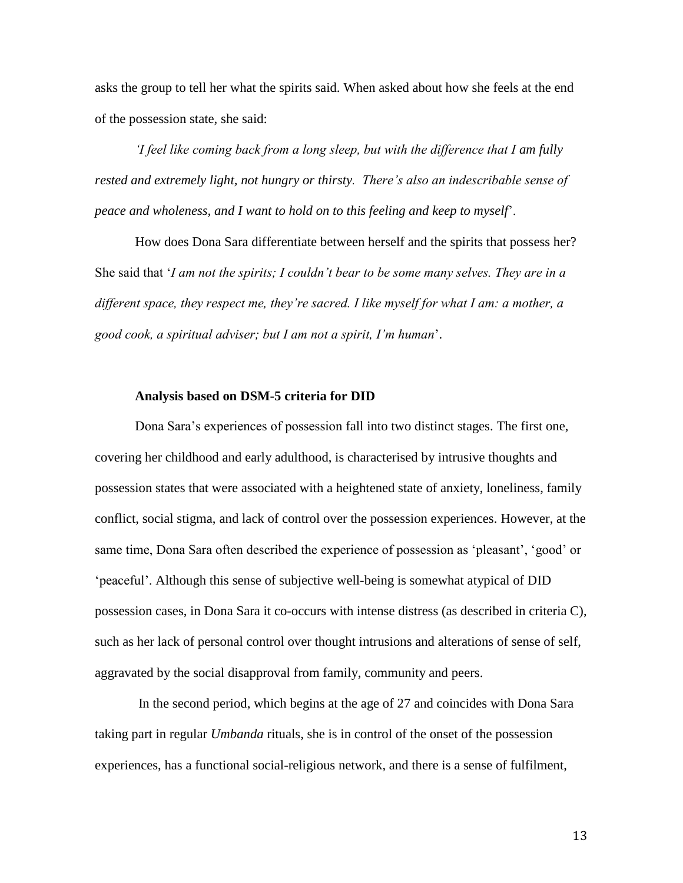asks the group to tell her what the spirits said. When asked about how she feels at the end of the possession state, she said:

*'I feel like coming back from a long sleep, but with the difference that I am fully rested and extremely light, not hungry or thirsty. There's also an indescribable sense of peace and wholeness, and I want to hold on to this feeling and keep to myself*'.

How does Dona Sara differentiate between herself and the spirits that possess her? She said that '*I am not the spirits; I couldn't bear to be some many selves. They are in a different space, they respect me, they're sacred. I like myself for what I am: a mother, a good cook, a spiritual adviser; but I am not a spirit, I'm human*'.

**Analysis based on DSM-5 criteria for DID**

Dona Sara's experiences of possession fall into two distinct stages. The first one, covering her childhood and early adulthood, is characterised by intrusive thoughts and possession states that were associated with a heightened state of anxiety, loneliness, family conflict, social stigma, and lack of control over the possession experiences. However, at the same time, Dona Sara often described the experience of possession as 'pleasant', 'good' or 'peaceful'. Although this sense of subjective well-being is somewhat atypical of DID possession cases, in Dona Sara it co-occurs with intense distress (as described in criteria C), such as her lack of personal control over thought intrusions and alterations of sense of self, aggravated by the social disapproval from family, community and peers.

In the second period, which begins at the age of 27 and coincides with Dona Sara taking part in regular *Umbanda* rituals, she is in control of the onset of the possession experiences, has a functional social-religious network, and there is a sense of fulfilment,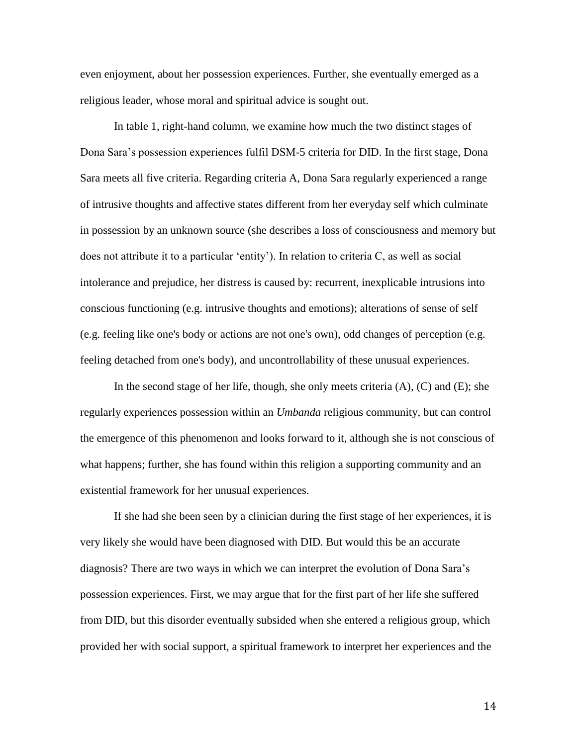even enjoyment, about her possession experiences. Further, she eventually emerged as a religious leader, whose moral and spiritual advice is sought out.

In table 1, right-hand column, we examine how much the two distinct stages of Dona Sara's possession experiences fulfil DSM-5 criteria for DID. In the first stage, Dona Sara meets all five criteria. Regarding criteria A, Dona Sara regularly experienced a range of intrusive thoughts and affective states different from her everyday self which culminate in possession by an unknown source (she describes a loss of consciousness and memory but does not attribute it to a particular 'entity'). In relation to criteria C, as well as social intolerance and prejudice, her distress is caused by: recurrent, inexplicable intrusions into conscious functioning (e.g. intrusive thoughts and emotions); alterations of sense of self (e.g. feeling like one's body or actions are not one's own), odd changes of perception (e.g. feeling detached from one's body), and uncontrollability of these unusual experiences.

In the second stage of her life, though, she only meets criteria (A), (C) and (E); she regularly experiences possession within an *Umbanda* religious community, but can control the emergence of this phenomenon and looks forward to it, although she is not conscious of what happens; further, she has found within this religion a supporting community and an existential framework for her unusual experiences.

If she had she been seen by a clinician during the first stage of her experiences, it is very likely she would have been diagnosed with DID. But would this be an accurate diagnosis? There are two ways in which we can interpret the evolution of Dona Sara's possession experiences. First, we may argue that for the first part of her life she suffered from DID, but this disorder eventually subsided when she entered a religious group, which provided her with social support, a spiritual framework to interpret her experiences and the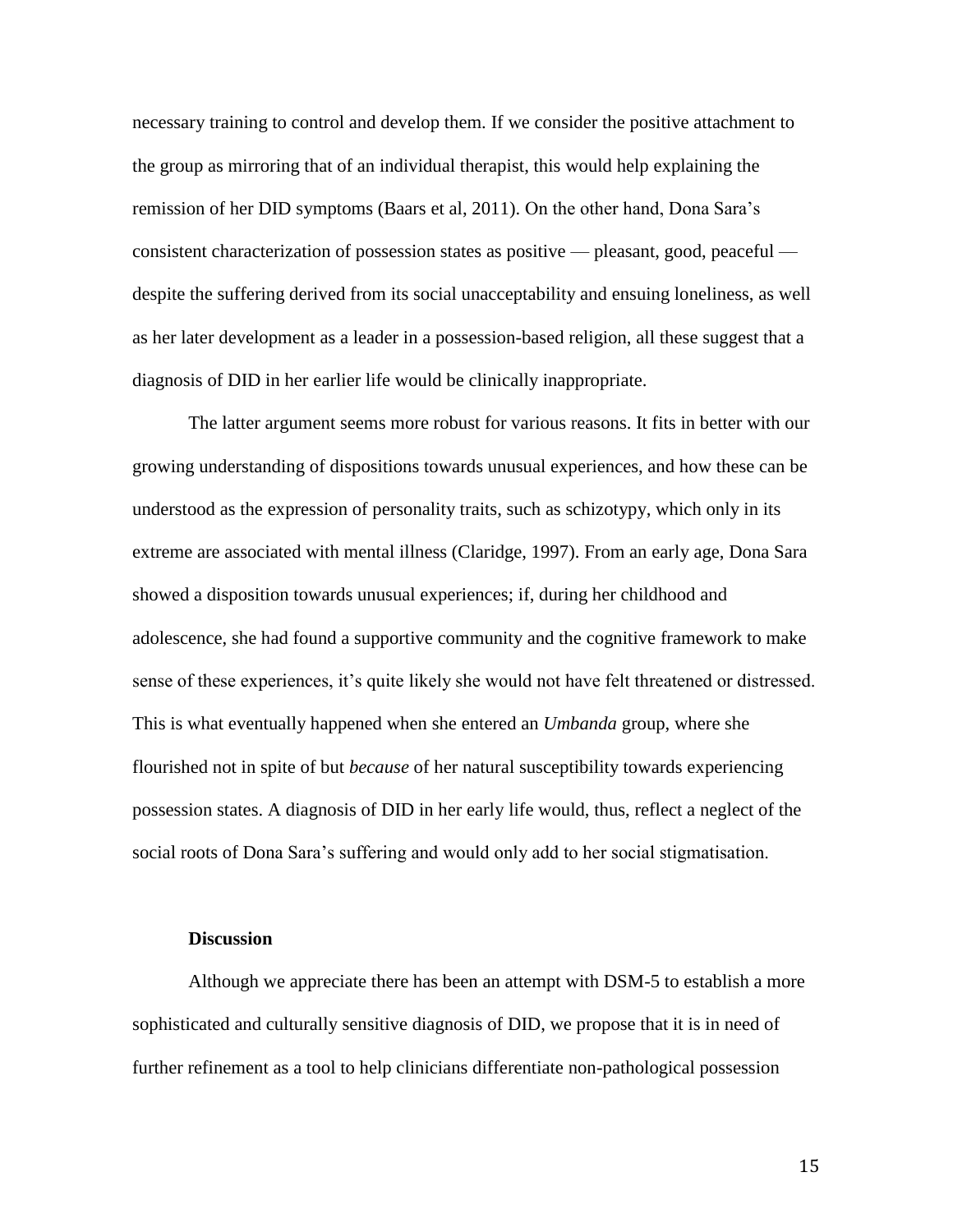necessary training to control and develop them. If we consider the positive attachment to the group as mirroring that of an individual therapist, this would help explaining the remission of her DID symptoms (Baars et al, 2011). On the other hand, Dona Sara's consistent characterization of possession states as positive — pleasant, good, peaceful — despite the suffering derived from its social unacceptability and ensuing loneliness, as well as her later development as a leader in a possession-based religion, all these suggest that a diagnosis of DID in her earlier life would be clinically inappropriate.

The latter argument seems more robust for various reasons. It fits in better with our growing understanding of dispositions towards unusual experiences, and how these can be understood as the expression of personality traits, such as schizotypy, which only in its extreme are associated with mental illness (Claridge, 1997). From an early age, Dona Sara showed a disposition towards unusual experiences; if, during her childhood and adolescence, she had found a supportive community and the cognitive framework to make sense of these experiences, it's quite likely she would not have felt threatened or distressed. This is what eventually happened when she entered an *Umbanda* group, where she flourished not in spite of but *because* of her natural susceptibility towards experiencing possession states. A diagnosis of DID in her early life would, thus, reflect a neglect of the social roots of Dona Sara's suffering and would only add to her social stigmatisation.

## Discussion

Although we appreciate there has been an attempt with DSM-5 to establish a more sophisticated and culturally sensitive diagnosis of DID, we propose that it is in need of further refinement as a tool to help clinicians differentiate non-pathological possession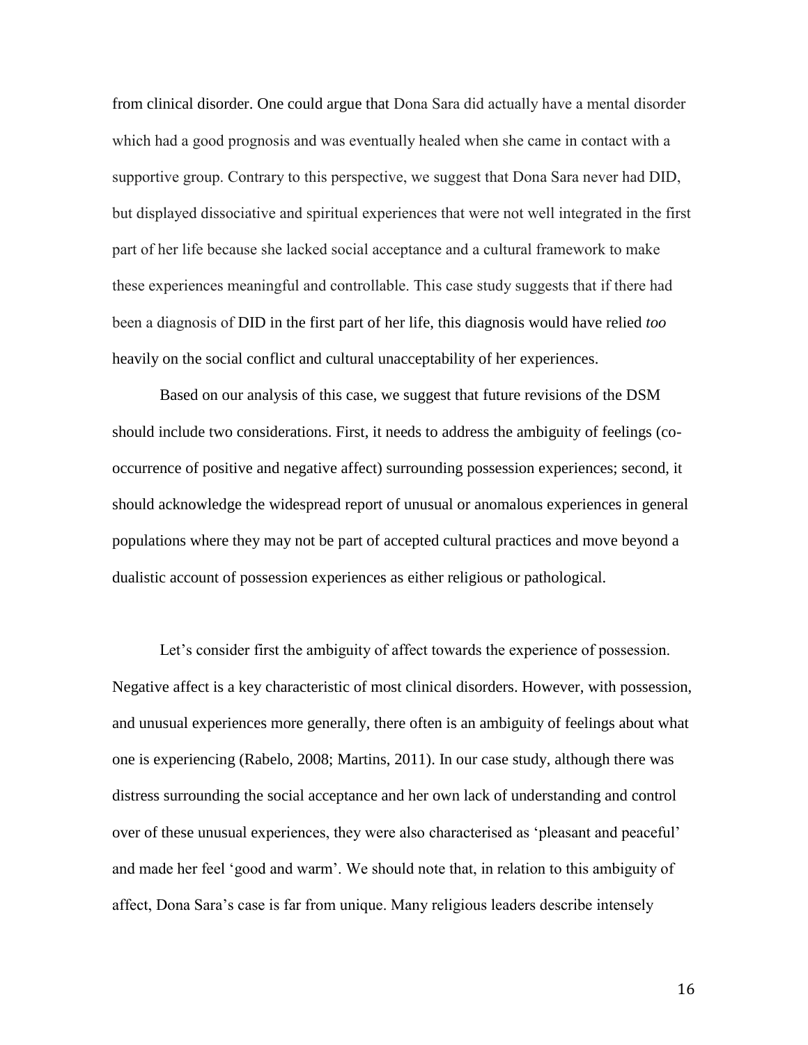from clinical disorder. One could argue that Dona Sara did actually have a mental disorder which had a good prognosis and was eventually healed when she came in contact with a supportive group. Contrary to this perspective, we suggest that Dona Sara never had DID, but displayed dissociative and spiritual experiences that were not well integrated in the first part of her life because she lacked social acceptance and a cultural framework to make these experiences meaningful and controllable. This case study suggests that if there had been a diagnosis of DID in the first part of her life, this diagnosis would have relied *too* heavily on the social conflict and cultural unacceptability of her experiences.

Based on our analysis of this case, we suggest that future revisions of the DSM should include two considerations. First, it needs to address the ambiguity of feelings (co-occurrence of positive and negative affect) surrounding possession experiences; second, it should acknowledge the widespread report of unusual or anomalous experiences in general populations where they may not be part of accepted cultural practices and move beyond a dualistic account of possession experiences as either religious or pathological.

Let's consider first the ambiguity of affect towards the experience of possession. Negative affect is a key characteristic of most clinical disorders. However, with possession, and unusual experiences more generally, there often is an ambiguity of feelings about what one is experiencing (Rabelo, 2008; Martins, 2011). In our case study, although there was distress surrounding the social acceptance and her own lack of understanding and control over of these unusual experiences, they were also characterised as 'pleasant and peaceful' and made her feel 'good and warm'. We should note that, in relation to this ambiguity of affect, Dona Sara's case is far from unique. Many religious leaders describe intensely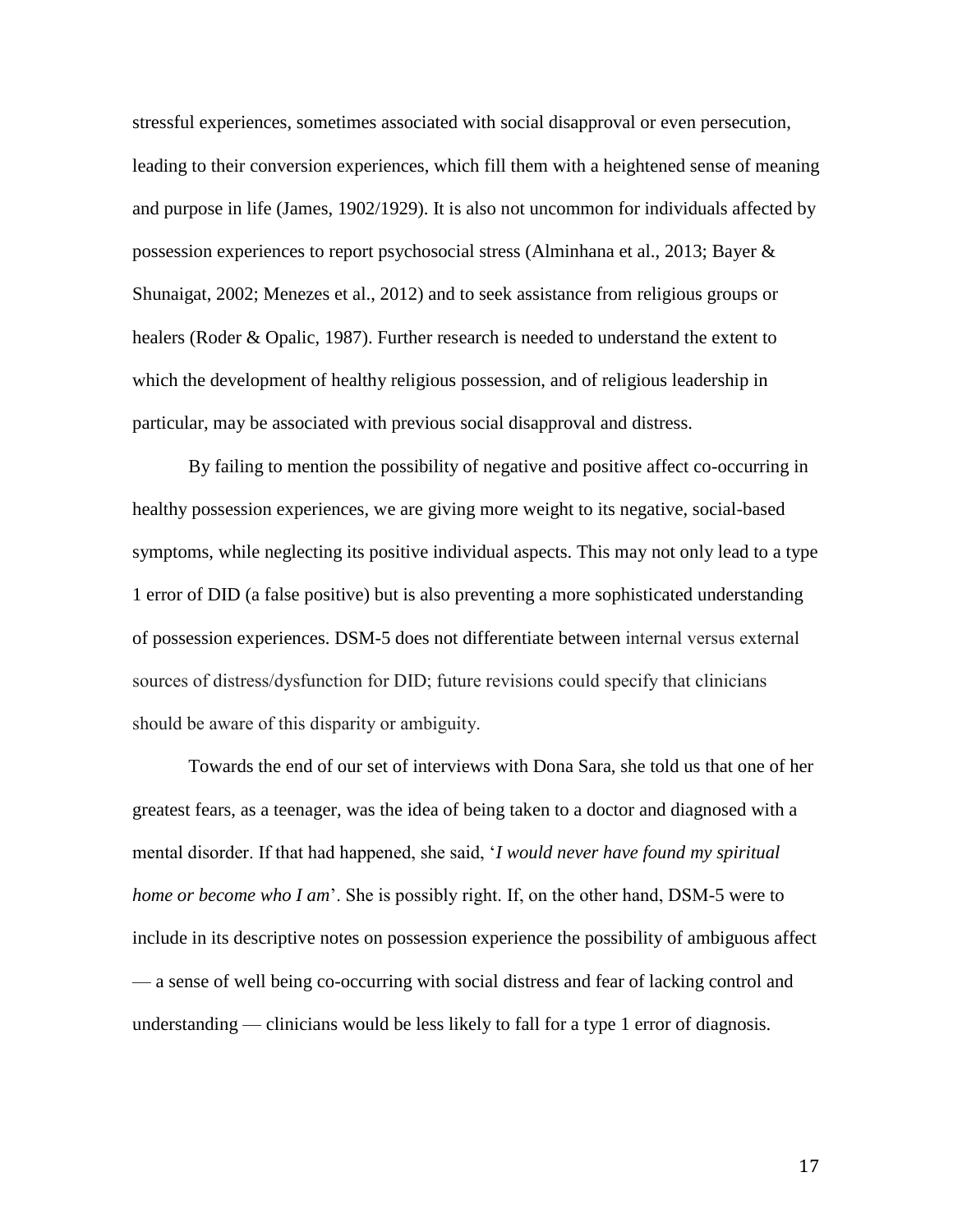stressful experiences, sometimes associated with social disapproval or even persecution, leading to their conversion experiences, which fill them with a heightened sense of meaning and purpose in life (James, 1902/1929). It is also not uncommon for individuals affected by possession experiences to report psychosocial stress (Alminhana et al., 2013; Bayer & Shunaigat, 2002; Menezes et al., 2012) and to seek assistance from religious groups or healers (Roder & Opalic, 1987). Further research is needed to understand the extent to which the development of healthy religious possession, and of religious leadership in particular, may be associated with previous social disapproval and distress.

By failing to mention the possibility of negative and positive affect co-occurring in healthy possession experiences, we are giving more weight to its negative, social-based symptoms, while neglecting its positive individual aspects. This may not only lead to a type 1 error of DID (a false positive) but is also preventing a more sophisticated understanding of possession experiences. DSM-5 does not differentiate between internal versus external sources of distress/dysfunction for DID; future revisions could specify that clinicians should be aware of this disparity or ambiguity.

Towards the end of our set of interviews with Dona Sara, she told us that one of her greatest fears, as a teenager, was the idea of being taken to a doctor and diagnosed with a mental disorder. If that had happened, she said, '*I would never have found my spiritual home or become who I am*'. She is possibly right. If, on the other hand, DSM-5 were to include in its descriptive notes on possession experience the possibility of ambiguous affect — a sense of well being co-occurring with social distress and fear of lacking control and understanding — clinicians would be less likely to fall for a type 1 error of diagnosis.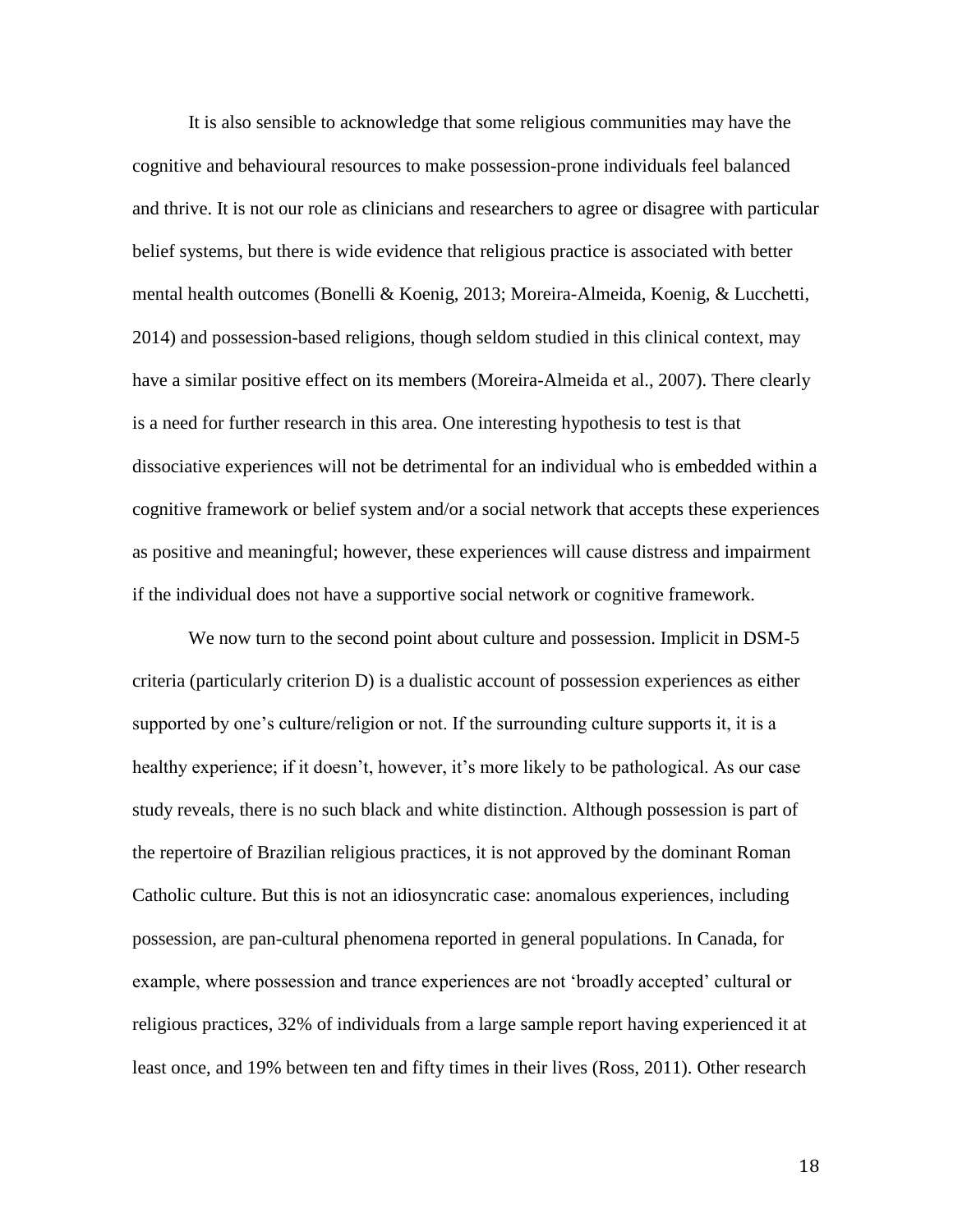It is also sensible to acknowledge that some religious communities may have the cognitive and behavioural resources to make possession-prone individuals feel balanced and thrive. It is not our role as clinicians and researchers to agree or disagree with particular belief systems, but there is wide evidence that religious practice is associated with better mental health outcomes (Bonelli & Koenig, 2013; Moreira-Almeida, Koenig, & Lucchetti, 2014) and possession-based religions, though seldom studied in this clinical context, may have a similar positive effect on its members (Moreira-Almeida et al., 2007). There clearly is a need for further research in this area. One interesting hypothesis to test is that dissociative experiences will not be detrimental for an individual who is embedded within a cognitive framework or belief system and/or a social network that accepts these experiences as positive and meaningful; however, these experiences will cause distress and impairment if the individual does not have a supportive social network or cognitive framework.

We now turn to the second point about culture and possession. Implicit in DSM-5 criteria (particularly criterion D) is a dualistic account of possession experiences as either supported by one's culture/religion or not. If the surrounding culture supports it, it is a healthy experience; if it doesn't, however, it's more likely to be pathological. As our case study reveals, there is no such black and white distinction. Although possession is part of the repertoire of Brazilian religious practices, it is not approved by the dominant Roman Catholic culture. But this is not an idiosyncratic case: anomalous experiences, including possession, are pan-cultural phenomena reported in general populations. In Canada, for example, where possession and trance experiences are not 'broadly accepted' cultural or religious practices, 32% of individuals from a large sample report having experienced it at least once, and 19% between ten and fifty times in their lives (Ross, 2011). Other research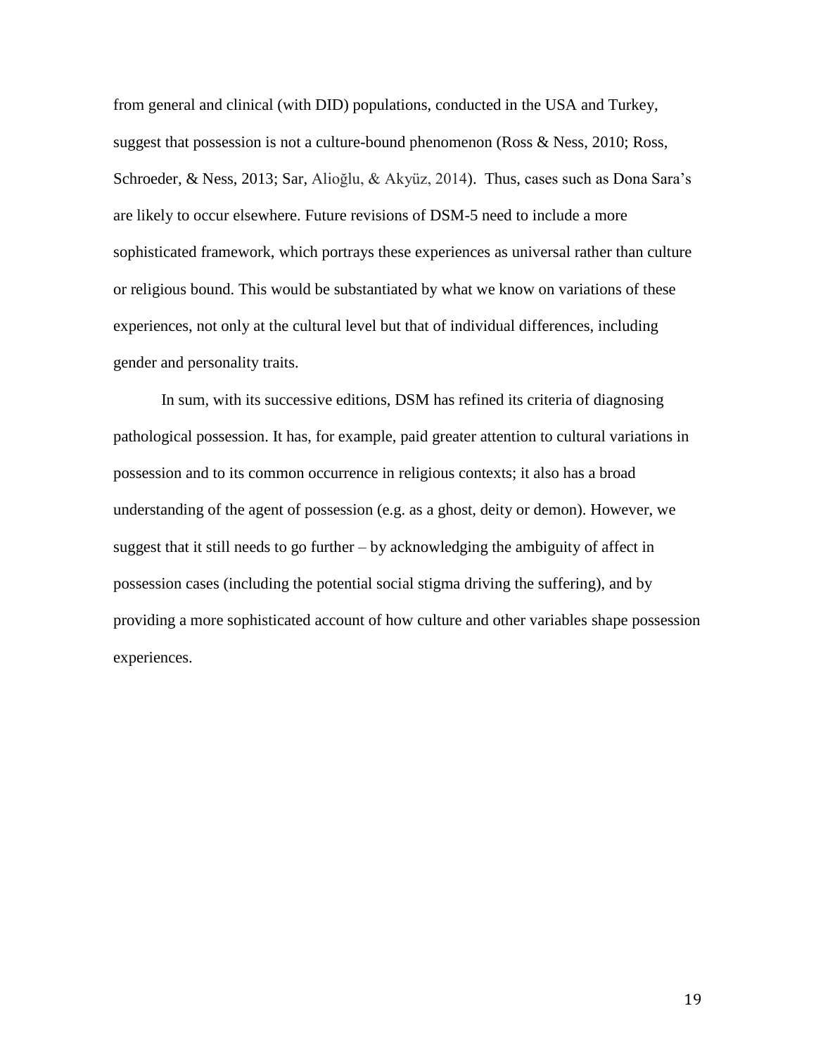from general and clinical (with DID) populations, conducted in the USA and Turkey, suggest that possession is not a culture-bound phenomenon (Ross & Ness, 2010; Ross, Schroeder, & Ness, 2013; Sar, Alioğlu, & Akyüz, 2014). Thus, cases such as Dona Sara's are likely to occur elsewhere. Future revisions of DSM-5 need to include a more sophisticated framework, which portrays these experiences as universal rather than culture or religious bound. This would be substantiated by what we know on variations of these experiences, not only at the cultural level but that of individual differences, including gender and personality traits.

In sum, with its successive editions, DSM has refined its criteria of diagnosing pathological possession. It has, for example, paid greater attention to cultural variations in possession and to its common occurrence in religious contexts; it also has a broad understanding of the agent of possession (e.g. as a ghost, deity or demon). However, we suggest that it still needs to go further – by acknowledging the ambiguity of affect in possession cases (including the potential social stigma driving the suffering), and by providing a more sophisticated account of how culture and other variables shape possession experiences.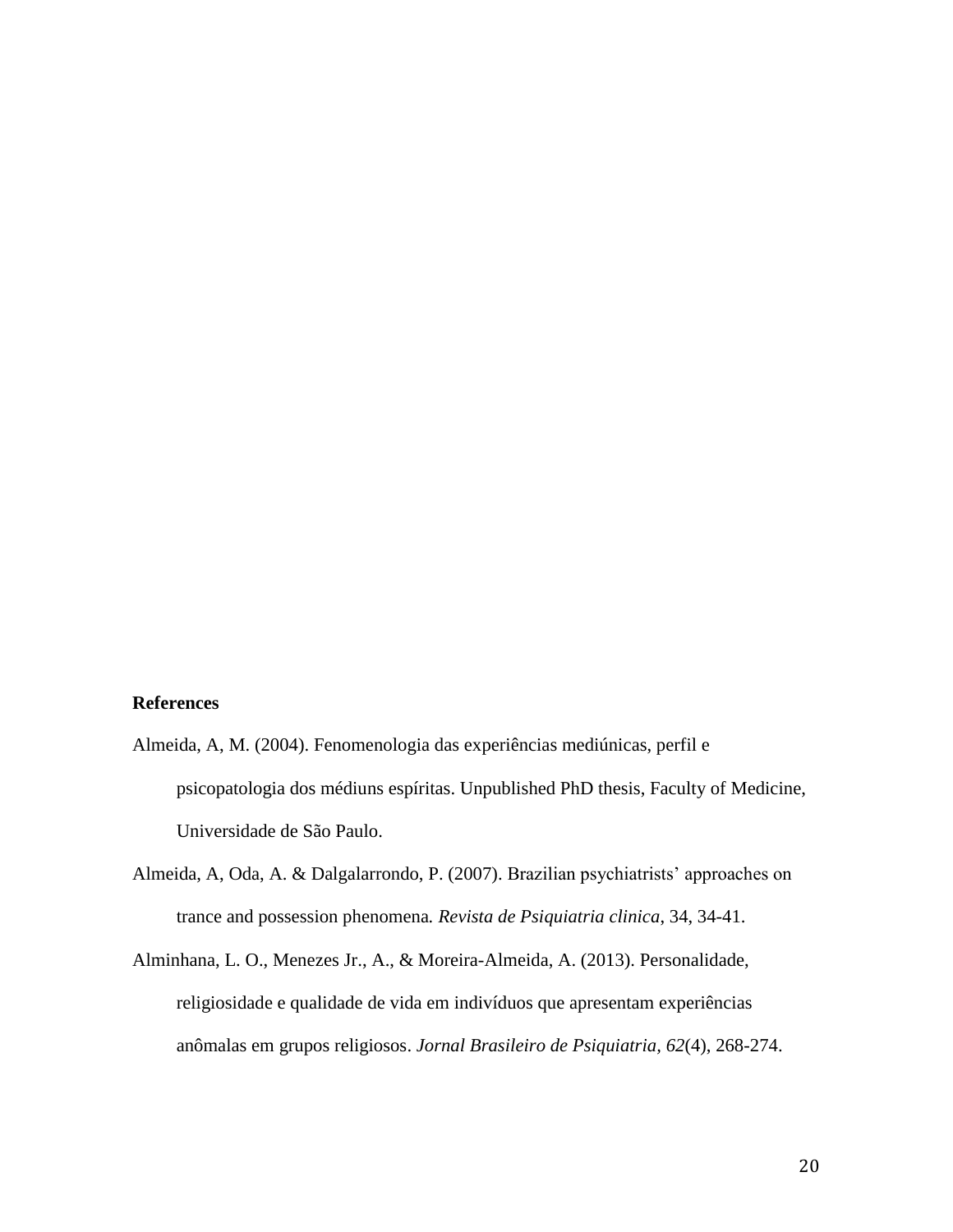**References**

Almeida, A, M. (2004). Fenomenologia das experiências mediúnicas, perfil e psicopatologia dos médiuns espíritas. Unpublished PhD thesis, Faculty of Medicine, Universidade de São Paulo.

Almeida, A, Oda, A. & Dalgalarrondo, P. (2007). Brazilian psychiatrists' approaches on trance and possession phenomena. *Revista de Psiquiatria clinica*, 34, 34-41.

Alminhana, L. O., Menezes Jr., A., & Moreira-Almeida, A. (2013). Personalidade, religiosidade e qualidade de vida em indivíduos que apresentam experiências anômalas em grupos religiosos. *Jornal Brasileiro de Psiquiatria, 62*(4), 268-274.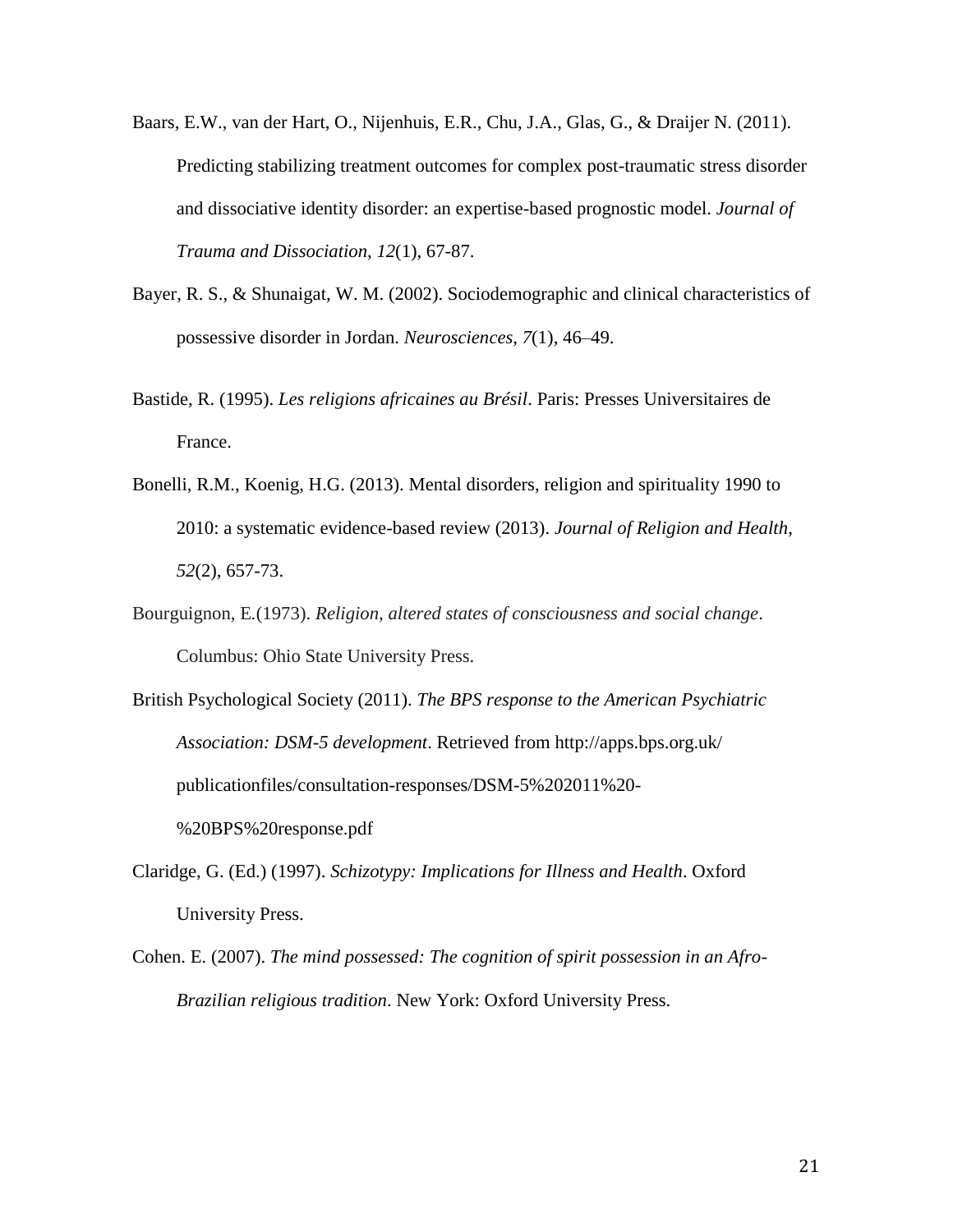Baars, E.W., van der Hart, O., Nijenhuis, E.R., Chu, J.A., Glas, G., & Draijer N. (2011). Predicting stabilizing treatment outcomes for complex post-traumatic stress disorder and dissociative identity disorder: an expertise-based prognostic model. *Journal of Trauma and Dissociation*, *12*(1), 67-87.

Bayer, R. S., & Shunaigat, W. M. (2002). Sociodemographic and clinical characteristics of possessive disorder in Jordan. *Neurosciences*, *7*(1), 46–49.

Bastide, R. (1995). *Les religions africaines au Brésil*. Paris: Presses Universitaires de France.

Bonelli, R.M., Koenig, H.G. (2013). Mental disorders, religion and spirituality 1990 to 2010: a systematic evidence-based review (2013). *Journal of Religion and Health*, *52*(2), 657-73.

Bourguignon, E.(1973). *Religion, altered states of consciousness and social change*. Columbus: Ohio State University Press.

British Psychological Society (2011). *The BPS response to the American Psychiatric Association: DSM-5 development*. Retrieved from http://apps.bps.org.uk/publicationfiles/consultation-responses/DSM-5%202011%20-%20BPS%20response.pdf

Claridge, G. (Ed.) (1997). *Schizotypy: Implications for Illness and Health*. Oxford University Press.

Cohen. E. (2007). *The mind possessed: The cognition of spirit possession in an Afro-Brazilian religious tradition*. New York: Oxford University Press.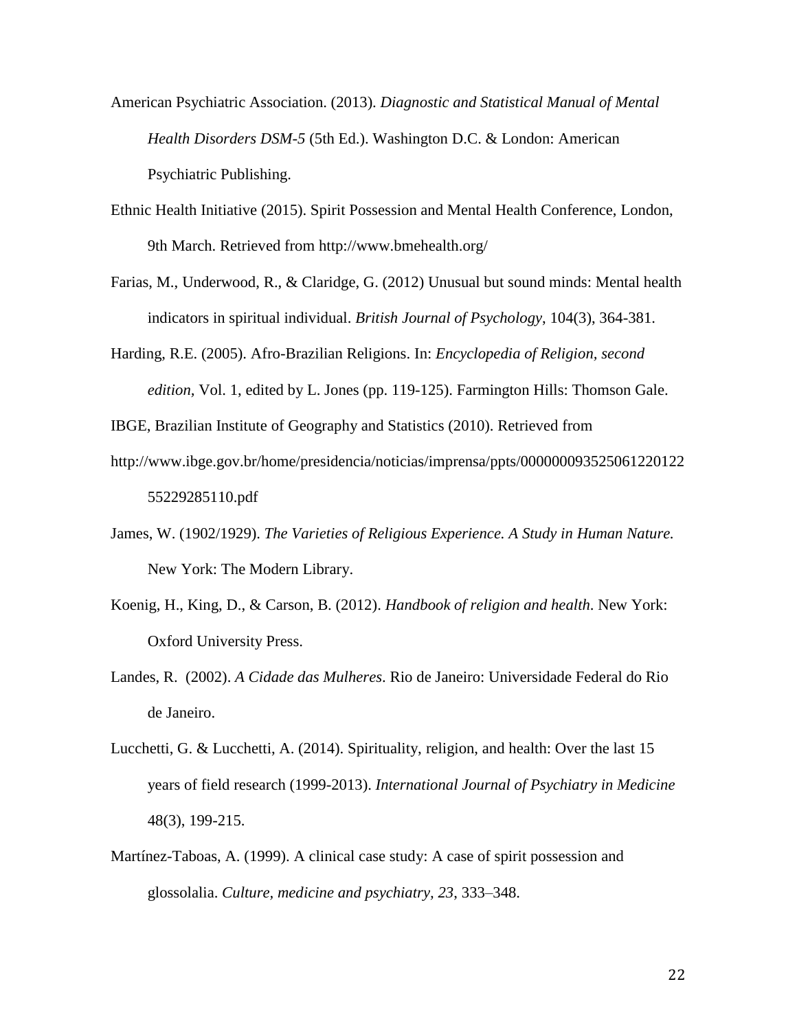American Psychiatric Association. (2013). *Diagnostic and Statistical Manual of Mental Health Disorders DSM-5* (5th Ed.). Washington D.C. & London: American Psychiatric Publishing.

Ethnic Health Initiative (2015). Spirit Possession and Mental Health Conference, London, 9th March. Retrieved from http://www.bmehealth.org/

Farias, M., Underwood, R., & Claridge, G. (2012) Unusual but sound minds: Mental health indicators in spiritual individual. *British Journal of Psychology*, 104(3), 364-381.

Harding, R.E. (2005). Afro-Brazilian Religions. In: *Encyclopedia of Religion, second edition*, Vol. 1, edited by L. Jones (pp. 119-125). Farmington Hills: Thomson Gale.

IBGE, Brazilian Institute of Geography and Statistics (2010). Retrieved from http://www.ibge.gov.br/home/presidencia/noticias/imprensa/ppts/000000093525061220122 55229285110.pdf

James, W. (1902/1929). *The Varieties of Religious Experience. A Study in Human Nature.* New York: The Modern Library.

Koenig, H., King, D., & Carson, B. (2012). *Handbook of religion and health*. New York: Oxford University Press.

Landes, R. (2002). *A Cidade das Mulheres*. Rio de Janeiro: Universidade Federal do Rio de Janeiro.

Lucchetti, G. & Lucchetti, A. (2014). Spirituality, religion, and health: Over the last 15 years of field research (1999-2013). *International Journal of Psychiatry in Medicine* 48(3), 199-215.

Martínez-Taboas, A. (1999). A clinical case study: A case of spirit possession and glossolalia. *Culture, medicine and psychiatry*, *23*, 333–348.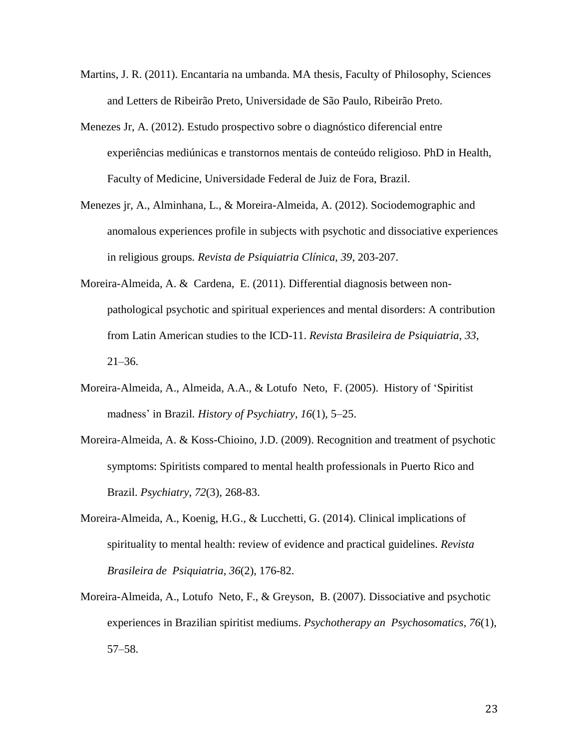Martins, J. R. (2011). Encantaria na umbanda. MA thesis, Faculty of Philosophy, Sciences and Letters de Ribeirão Preto, Universidade de São Paulo, Ribeirão Preto.

Menezes Jr, A. (2012). Estudo prospectivo sobre o diagnóstico diferencial entre experiências mediúnicas e transtornos mentais de conteúdo religioso. PhD in Health, Faculty of Medicine, Universidade Federal de Juiz de Fora, Brazil.

Menezes jr, A., Alminhana, L., & Moreira-Almeida, A. (2012). Sociodemographic and anomalous experiences profile in subjects with psychotic and dissociative experiences in religious groups. *Revista de Psiquiatria Clínica*, *39*, 203-207.

Moreira-Almeida, A. & Cardena, E. (2011). Differential diagnosis between non-pathological psychotic and spiritual experiences and mental disorders: A contribution from Latin American studies to the ICD-11. *Revista Brasileira de Psiquiatria*, *33*, 21–36.

Moreira-Almeida, A., Almeida, A.A., & Lotufo Neto, F. (2005). History of 'Spiritist madness' in Brazil. *History of Psychiatry*, *16*(1), 5–25.

Moreira-Almeida, A. & Koss-Chioino, J.D. (2009). Recognition and treatment of psychotic symptoms: Spiritists compared to mental health professionals in Puerto Rico and Brazil. *Psychiatry*, *72*(3), 268-83.

Moreira-Almeida, A., Koenig, H.G., & Lucchetti, G. (2014). Clinical implications of spirituality to mental health: review of evidence and practical guidelines. *Revista Brasileira de Psiquiatria*, *36*(2), 176-82.

Moreira-Almeida, A., Lotufo Neto, F., & Greyson, B. (2007). Dissociative and psychotic experiences in Brazilian spiritist mediums. *Psychotherapy an Psychosomatics*, *76*(1), 57–58.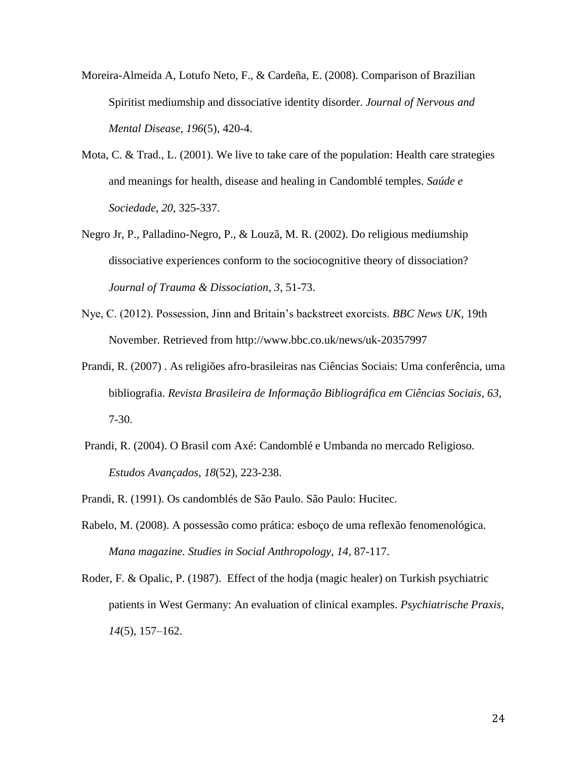Moreira-Almeida A, Lotufo Neto, F., & Cardeña, E. (2008). Comparison of Brazilian Spiritist mediumship and dissociative identity disorder. *Journal of Nervous and Mental Disease*, *196*(5), 420-4.

Mota, C. & Trad., L. (2001). We live to take care of the population: Health care strategies and meanings for health, disease and healing in Candomblé temples. *Saúde e Sociedade*, *20*, 325-337.

Negro Jr, P., Palladino-Negro, P., & Louzã, M. R. (2002). Do religious mediumship dissociative experiences conform to the sociocognitive theory of dissociation? *Journal of Trauma & Dissociation*, *3*, 51-73.

Nye, C. (2012). Possession, Jinn and Britain's backstreet exorcists. *BBC News UK*, 19th November. Retrieved from http://www.bbc.co.uk/news/uk-20357997

Prandi, R. (2007) . As religiões afro-brasileiras nas Ciências Sociais: Uma conferência, uma bibliografia. *Revista Brasileira de Informação Bibliográfica em Ciências Sociais*, *63*, 7-30.

Prandi, R. (2004). O Brasil com Axé: Candomblé e Umbanda no mercado Religioso. *Estudos Avançados*, *18*(52), 223-238.

Prandi, R. (1991). Os candomblés de São Paulo. São Paulo: Hucitec.

Rabelo, M. (2008). A possessão como prática: esboço de uma reflexão fenomenológica. *Mana magazine. Studies in Social Anthropology*, *14*, 87-117.

Roder, F. & Opalic, P. (1987). Effect of the hodja (magic healer) on Turkish psychiatric patients in West Germany: An evaluation of clinical examples. *Psychiatrische Praxis*, *14*(5), 157–162.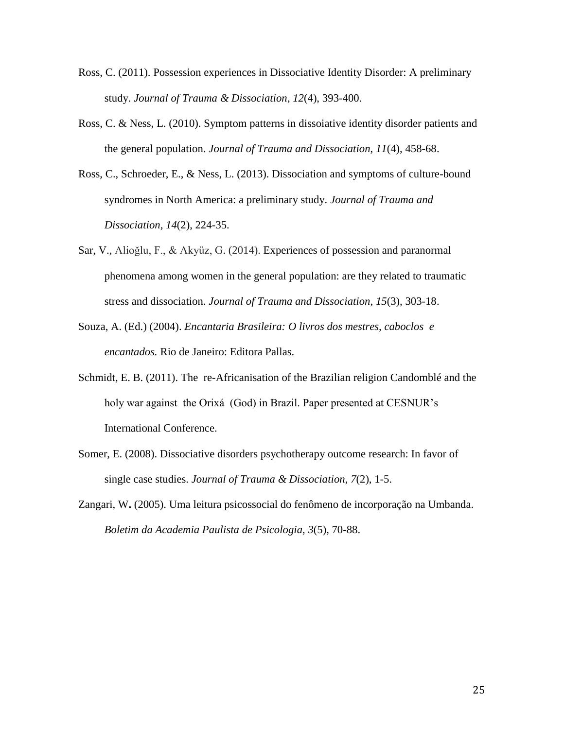Ross, C. (2011). Possession experiences in Dissociative Identity Disorder: A preliminary study. *Journal of Trauma & Dissociation*, *12*(4), 393-400.

Ross, C. & Ness, L. (2010). Symptom patterns in dissoiative identity disorder patients and the general population. *Journal of Trauma and Dissociation*, *11*(4), 458-68.

Ross, C., Schroeder, E., & Ness, L. (2013). Dissociation and symptoms of culture-bound syndromes in North America: a preliminary study. *Journal of Trauma and Dissociation*, *14*(2), 224-35.

Sar, V., Alioğlu, F., & Akyüz, G. (2014). Experiences of possession and paranormal phenomena among women in the general population: are they related to traumatic stress and dissociation. *Journal of Trauma and Dissociation*, *15*(3), 303-18.

Souza, A. (Ed.) (2004). *Encantaria Brasileira: O livros dos mestres, caboclos e encantados.* Rio de Janeiro: Editora Pallas.

Schmidt, E. B. (2011). The re-Africanisation of the Brazilian religion Candomblé and the holy war against the Orixá (God) in Brazil. Paper presented at CESNUR's International Conference.

Somer, E. (2008). Dissociative disorders psychotherapy outcome research: In favor of single case studies. *Journal of Trauma & Dissociation*, *7*(2), 1-5.

Zangari, W**.** (2005). Uma leitura psicossocial do fenômeno de incorporação na Umbanda. *Boletim da Academia Paulista de Psicologia*, *3*(5), 70-88.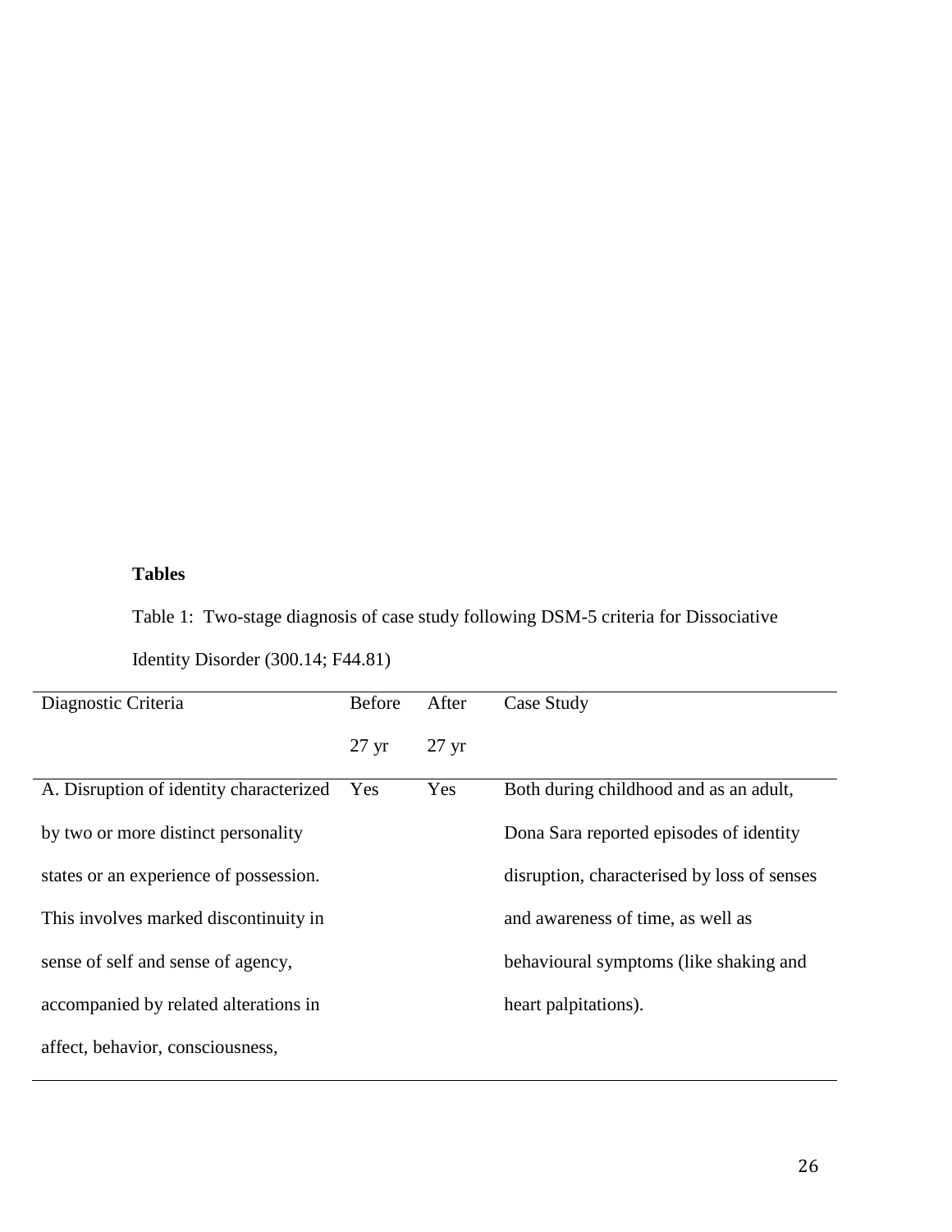**Tables**

Table 1: Two-stage diagnosis of case study following DSM-5 criteria for Dissociative Identity Disorder (300.14; F44.81)

| Diagnostic Criteria | Before 27 yr | After 27 yr | Case Study |
|---|---|---|---|
| A. Disruption of identity characterized by two or more distinct personality states or an experience of possession. This involves marked discontinuity in sense of self and sense of agency, accompanied by related alterations in affect, behavior, consciousness, | Yes | Yes | Both during childhood and as an adult, Dona Sara reported episodes of identity disruption, characterised by loss of senses and awareness of time, as well as behavioural symptoms (like shaking and heart palpitations). |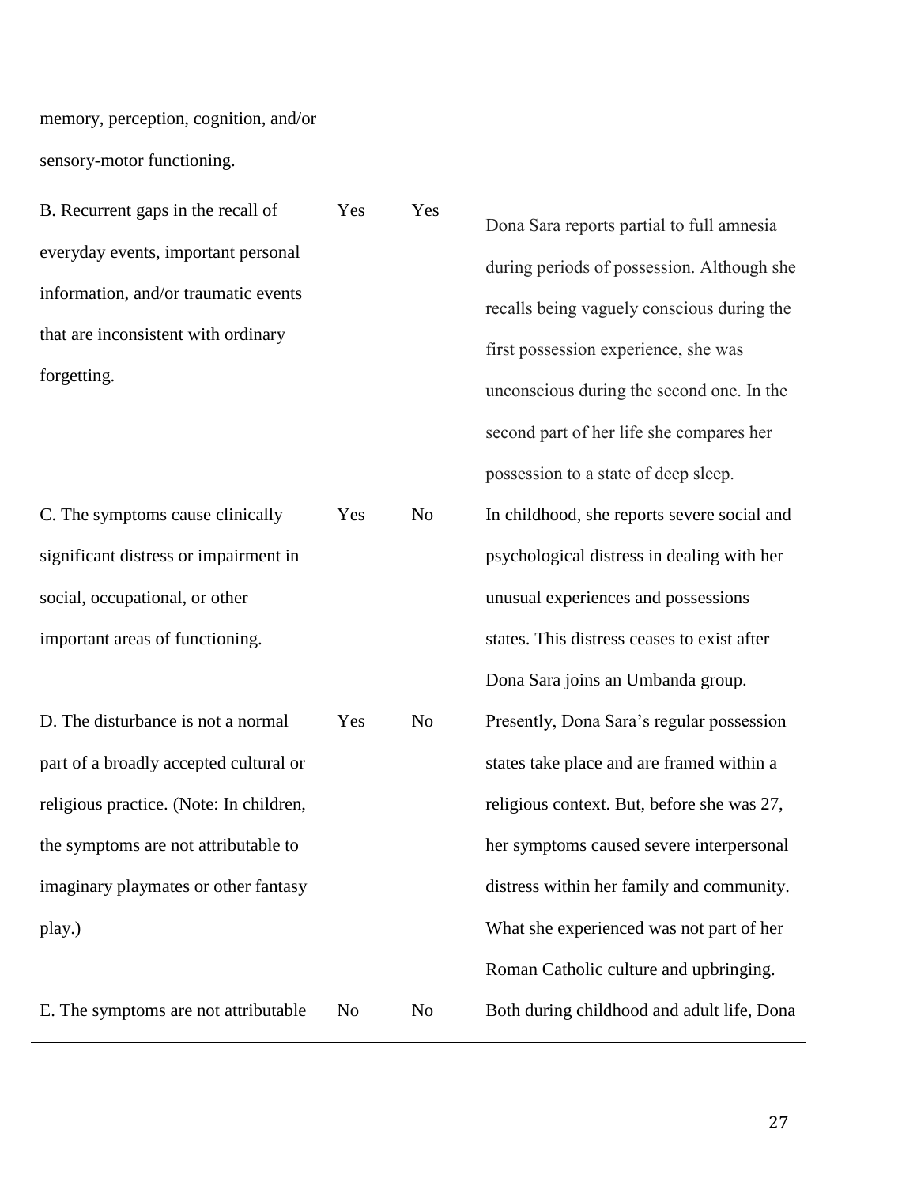| | | | |
|---|---|---|---|
| memory, perception, cognition, and/or sensory-motor functioning. | | | |
| B. Recurrent gaps in the recall of everyday events, important personal information, and/or traumatic events that are inconsistent with ordinary forgetting. | Yes | Yes | Dona Sara reports partial to full amnesia during periods of possession. Although she recalls being vaguely conscious during the first possession experience, she was unconscious during the second one. In the second part of her life she compares her possession to a state of deep sleep. |
| C. The symptoms cause clinically significant distress or impairment in social, occupational, or other important areas of functioning. | Yes | No | In childhood, she reports severe social and psychological distress in dealing with her unusual experiences and possessions states. This distress ceases to exist after Dona Sara joins an Umbanda group. |
| D. The disturbance is not a normal part of a broadly accepted cultural or religious practice. (Note: In children, the symptoms are not attributable to imaginary playmates or other fantasy play.) | Yes | No | Presently, Dona Sara's regular possession states take place and are framed within a religious context. But, before she was 27, her symptoms caused severe interpersonal distress within her family and community. What she experienced was not part of her Roman Catholic culture and upbringing. |
| E. The symptoms are not attributable | No | No | Both during childhood and adult life, Dona |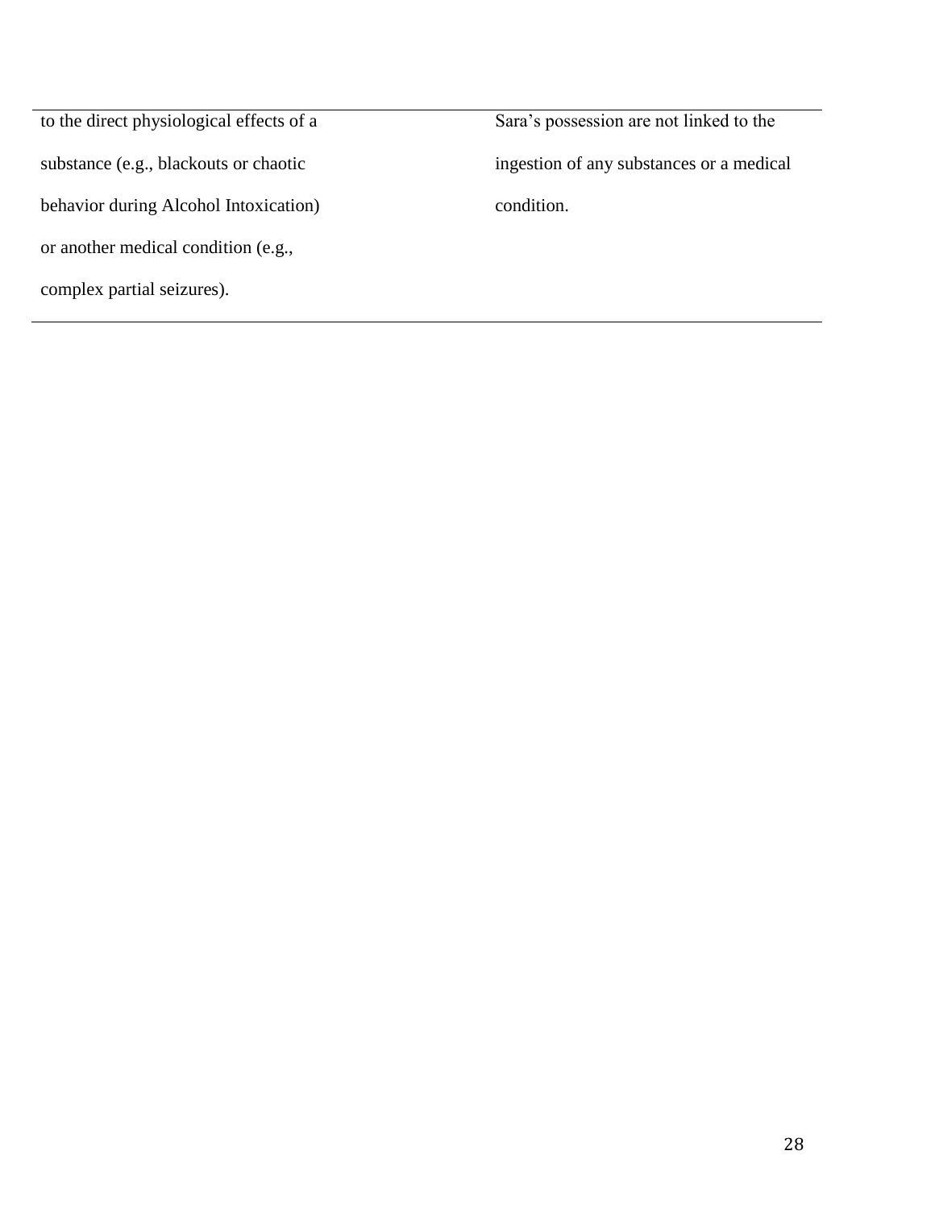| | |
|---|---|
| to the direct physiological effects of a substance (e.g., blackouts or chaotic behavior during Alcohol Intoxication) or another medical condition (e.g., complex partial seizures). | Sara's possession are not linked to the ingestion of any substances or a medical condition. |